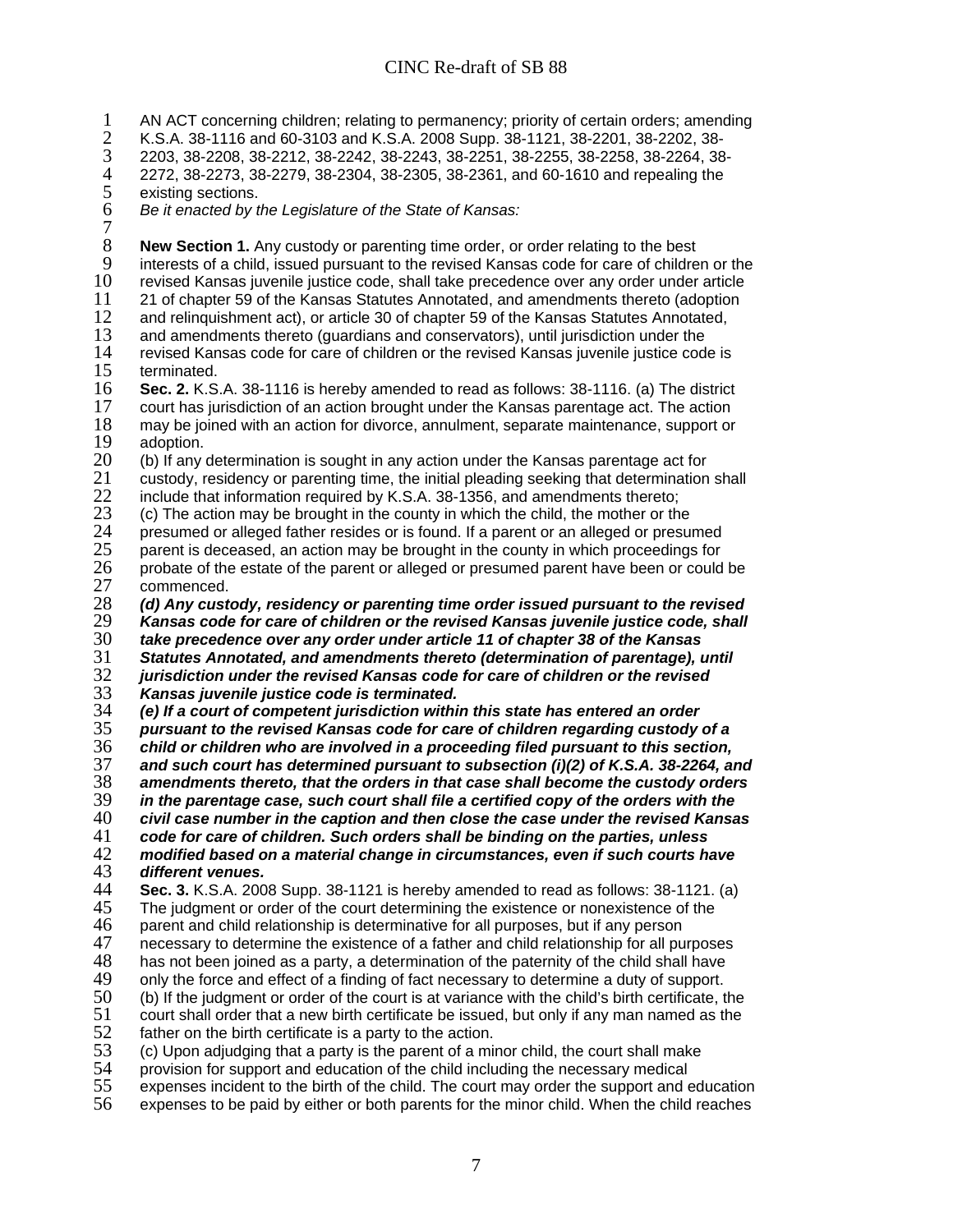# CINC Re-draft of SB 88

AN ACT concerning children; relating to permanency; priority of certain orders; amending K.S.A. 38-1116 and 60-3103 and K.S.A. 2008 Supp. 38-1121, 38-2201, 38-2202, 38-2203, 38-2208, 38-2212, 38-2242, 38-2243, 38-2251, 38-2255, 38-2258, 38-2264, 38-2272, 38-2273, 38-2279, 38-2304, 38-2305, 38-2361, and 60-1610 and repealing the existing sections.

*Be it enacted by the Legislature of the State of Kansas:*

**New Section 1.** Any custody or parenting time order, or order relating to the best interests of a child, issued pursuant to the revised Kansas code for care of children or the revised Kansas juvenile justice code, shall take precedence over any order under article 21 of chapter 59 of the Kansas Statutes Annotated, and amendments thereto (adoption and relinquishment act), or article 30 of chapter 59 of the Kansas Statutes Annotated, and amendments thereto (guardians and conservators), until jurisdiction under the revised Kansas code for care of children or the revised Kansas juvenile justice code is terminated.

**Sec. 2.** K.S.A. 38-1116 is hereby amended to read as follows: 38-1116. (a) The district court has jurisdiction of an action brought under the Kansas parentage act. The action may be joined with an action for divorce, annulment, separate maintenance, support or adoption.

(b) If any determination is sought in any action under the Kansas parentage act for custody, residency or parenting time, the initial pleading seeking that determination shall include that information required by K.S.A. 38-1356, and amendments thereto;

(c) The action may be brought in the county in which the child, the mother or the presumed or alleged father resides or is found. If a parent or an alleged or presumed parent is deceased, an action may be brought in the county in which proceedings for probate of the estate of the parent or alleged or presumed parent have been or could be commenced.

***(d) Any custody, residency or parenting time order issued pursuant to the revised Kansas code for care of children or the revised Kansas juvenile justice code, shall take precedence over any order under article 11 of chapter 38 of the Kansas Statutes Annotated, and amendments thereto (determination of parentage), until jurisdiction under the revised Kansas code for care of children or the revised Kansas juvenile justice code is terminated.***

***(e) If a court of competent jurisdiction within this state has entered an order pursuant to the revised Kansas code for care of children regarding custody of a child or children who are involved in a proceeding filed pursuant to this section, and such court has determined pursuant to subsection (i)(2) of K.S.A. 38-2264, and amendments thereto, that the orders in that case shall become the custody orders in the parentage case, such court shall file a certified copy of the orders with the civil case number in the caption and then close the case under the revised Kansas code for care of children. Such orders shall be binding on the parties, unless modified based on a material change in circumstances, even if such courts have different venues.***

**Sec. 3.** K.S.A. 2008 Supp. 38-1121 is hereby amended to read as follows: 38-1121. (a) The judgment or order of the court determining the existence or nonexistence of the parent and child relationship is determinative for all purposes, but if any person necessary to determine the existence of a father and child relationship for all purposes has not been joined as a party, a determination of the paternity of the child shall have only the force and effect of a finding of fact necessary to determine a duty of support.

(b) If the judgment or order of the court is at variance with the child's birth certificate, the court shall order that a new birth certificate be issued, but only if any man named as the father on the birth certificate is a party to the action.

(c) Upon adjudging that a party is the parent of a minor child, the court shall make provision for support and education of the child including the necessary medical expenses incident to the birth of the child. The court may order the support and education expenses to be paid by either or both parents for the minor child. When the child reaches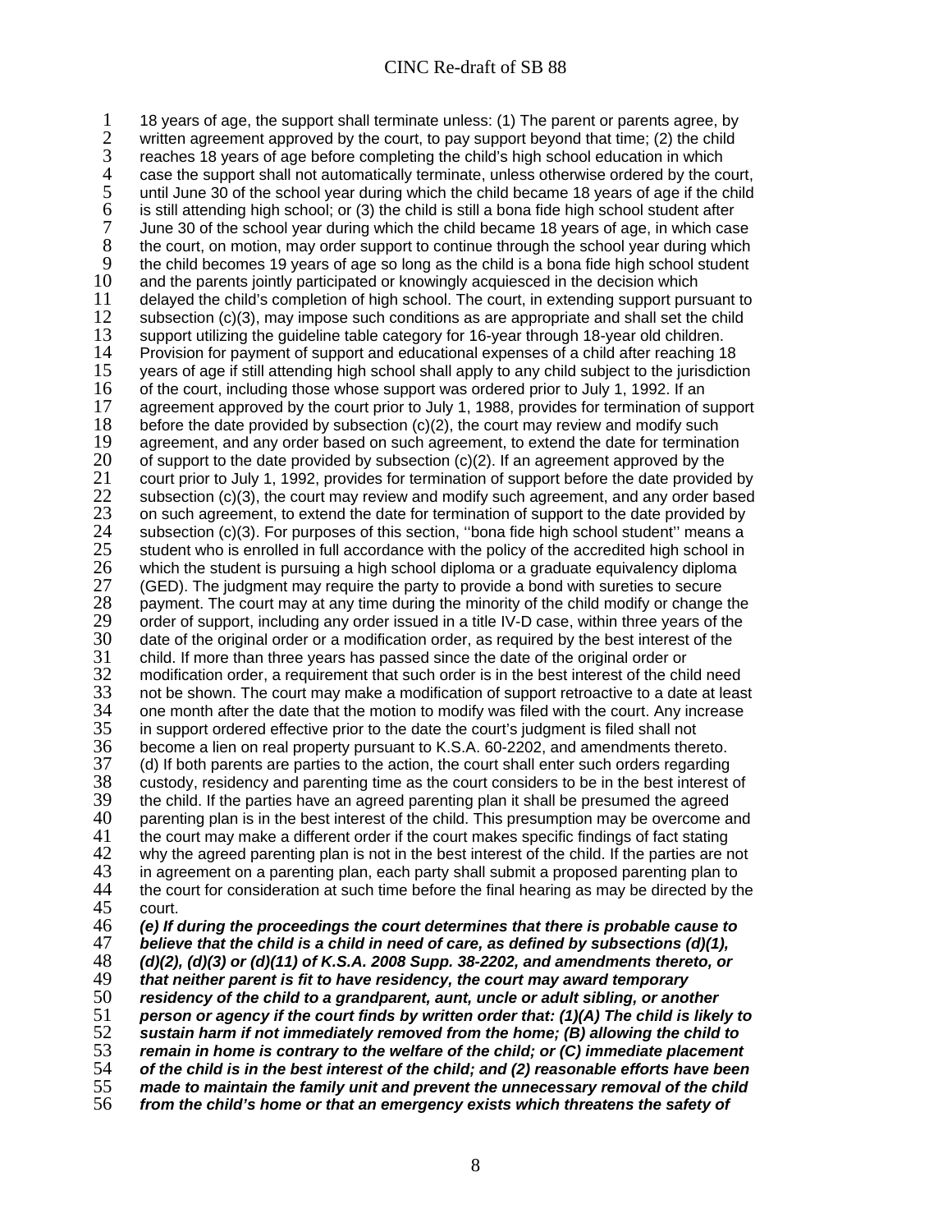18 years of age, the support shall terminate unless: (1) The parent or parents agree, by written agreement approved by the court, to pay support beyond that time; (2) the child reaches 18 years of age before completing the child's high school education in which case the support shall not automatically terminate, unless otherwise ordered by the court, until June 30 of the school year during which the child became 18 years of age if the child is still attending high school; or (3) the child is still a bona fide high school student after June 30 of the school year during which the child became 18 years of age, in which case the court, on motion, may order support to continue through the school year during which the child becomes 19 years of age so long as the child is a bona fide high school student and the parents jointly participated or knowingly acquiesced in the decision which delayed the child's completion of high school. The court, in extending support pursuant to subsection (c)(3), may impose such conditions as are appropriate and shall set the child support utilizing the guideline table category for 16-year through 18-year old children. Provision for payment of support and educational expenses of a child after reaching 18 years of age if still attending high school shall apply to any child subject to the jurisdiction of the court, including those whose support was ordered prior to July 1, 1992. If an agreement approved by the court prior to July 1, 1988, provides for termination of support before the date provided by subsection (c)(2), the court may review and modify such agreement, and any order based on such agreement, to extend the date for termination of support to the date provided by subsection (c)(2). If an agreement approved by the court prior to July 1, 1992, provides for termination of support before the date provided by subsection (c)(3), the court may review and modify such agreement, and any order based on such agreement, to extend the date for termination of support to the date provided by subsection (c)(3). For purposes of this section, ''bona fide high school student'' means a student who is enrolled in full accordance with the policy of the accredited high school in which the student is pursuing a high school diploma or a graduate equivalency diploma (GED). The judgment may require the party to provide a bond with sureties to secure payment. The court may at any time during the minority of the child modify or change the order of support, including any order issued in a title IV-D case, within three years of the date of the original order or a modification order, as required by the best interest of the child. If more than three years has passed since the date of the original order or modification order, a requirement that such order is in the best interest of the child need not be shown. The court may make a modification of support retroactive to a date at least one month after the date that the motion to modify was filed with the court. Any increase in support ordered effective prior to the date the court's judgment is filed shall not become a lien on real property pursuant to K.S.A. 60-2202, and amendments thereto.

(d) If both parents are parties to the action, the court shall enter such orders regarding custody, residency and parenting time as the court considers to be in the best interest of the child. If the parties have an agreed parenting plan it shall be presumed the agreed parenting plan is in the best interest of the child. This presumption may be overcome and the court may make a different order if the court makes specific findings of fact stating why the agreed parenting plan is not in the best interest of the child. If the parties are not in agreement on a parenting plan, each party shall submit a proposed parenting plan to the court for consideration at such time before the final hearing as may be directed by the court.

***(e) If during the proceedings the court determines that there is probable cause to believe that the child is a child in need of care, as defined by subsections (d)(1), (d)(2), (d)(3) or (d)(11) of K.S.A. 2008 Supp. 38-2202, and amendments thereto, or that neither parent is fit to have residency, the court may award temporary residency of the child to a grandparent, aunt, uncle or adult sibling, or another person or agency if the court finds by written order that: (1)(A) The child is likely to sustain harm if not immediately removed from the home; (B) allowing the child to remain in home is contrary to the welfare of the child; or (C) immediate placement of the child is in the best interest of the child; and (2) reasonable efforts have been made to maintain the family unit and prevent the unnecessary removal of the child from the child's home or that an emergency exists which threatens the safety of***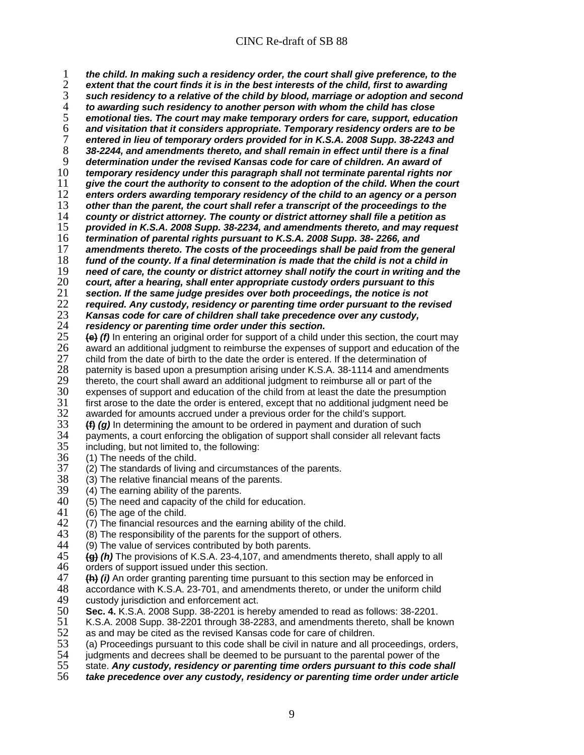***the child. In making such a residency order, the court shall give preference, to the extent that the court finds it is in the best interests of the child, first to awarding such residency to a relative of the child by blood, marriage or adoption and second to awarding such residency to another person with whom the child has close emotional ties. The court may make temporary orders for care, support, education and visitation that it considers appropriate. Temporary residency orders are to be entered in lieu of temporary orders provided for in K.S.A. 2008 Supp. 38-2243 and 38-2244, and amendments thereto, and shall remain in effect until there is a final determination under the revised Kansas code for care of children. An award of temporary residency under this paragraph shall not terminate parental rights nor give the court the authority to consent to the adoption of the child. When the court enters orders awarding temporary residency of the child to an agency or a person other than the parent, the court shall refer a transcript of the proceedings to the county or district attorney. The county or district attorney shall file a petition as provided in K.S.A. 2008 Supp. 38-2234, and amendments thereto, and may request termination of parental rights pursuant to K.S.A. 2008 Supp. 38- 2266, and amendments thereto. The costs of the proceedings shall be paid from the general fund of the county. If a final determination is made that the child is not a child in need of care, the county or district attorney shall notify the court in writing and the court, after a hearing, shall enter appropriate custody orders pursuant to this section. If the same judge presides over both proceedings, the notice is not required. Any custody, residency or parenting time order pursuant to the revised Kansas code for care of children shall take precedence over any custody, residency or parenting time order under this section.***

~~(e)~~ ***(f)*** In entering an original order for support of a child under this section, the court may award an additional judgment to reimburse the expenses of support and education of the child from the date of birth to the date the order is entered. If the determination of paternity is based upon a presumption arising under K.S.A. 38-1114 and amendments thereto, the court shall award an additional judgment to reimburse all or part of the expenses of support and education of the child from at least the date the presumption first arose to the date the order is entered, except that no additional judgment need be awarded for amounts accrued under a previous order for the child's support.

~~(f)~~ ***(g)*** In determining the amount to be ordered in payment and duration of such payments, a court enforcing the obligation of support shall consider all relevant facts including, but not limited to, the following:

(1) The needs of the child.
(2) The standards of living and circumstances of the parents.
(3) The relative financial means of the parents.
(4) The earning ability of the parents.
(5) The need and capacity of the child for education.
(6) The age of the child.
(7) The financial resources and the earning ability of the child.
(8) The responsibility of the parents for the support of others.
(9) The value of services contributed by both parents.

~~(g)~~ ***(h)*** The provisions of K.S.A. 23-4,107, and amendments thereto, shall apply to all orders of support issued under this section.

~~(h)~~ ***(i)*** An order granting parenting time pursuant to this section may be enforced in accordance with K.S.A. 23-701, and amendments thereto, or under the uniform child custody jurisdiction and enforcement act.

**Sec. 4.** K.S.A. 2008 Supp. 38-2201 is hereby amended to read as follows: 38-2201. K.S.A. 2008 Supp. 38-2201 through 38-2283, and amendments thereto, shall be known as and may be cited as the revised Kansas code for care of children.

(a) Proceedings pursuant to this code shall be civil in nature and all proceedings, orders, judgments and decrees shall be deemed to be pursuant to the parental power of the state. ***Any custody, residency or parenting time orders pursuant to this code shall take precedence over any custody, residency or parenting time order under article***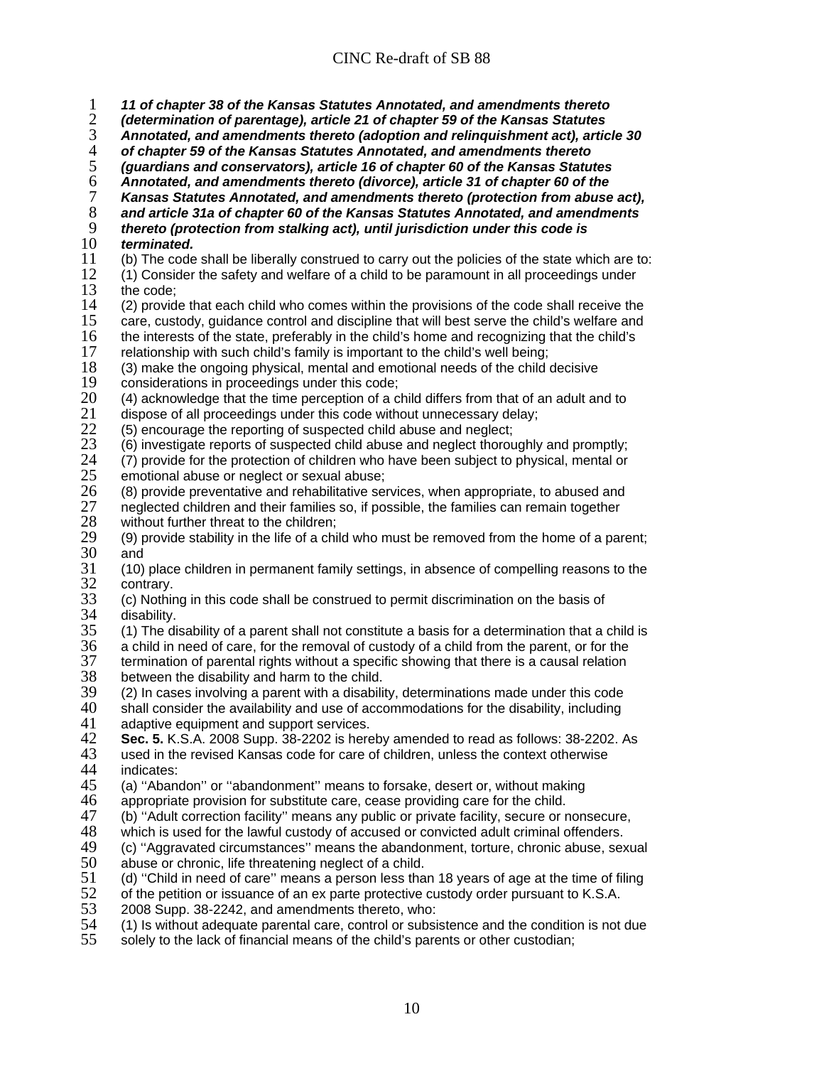***11 of chapter 38 of the Kansas Statutes Annotated, and amendments thereto (determination of parentage), article 21 of chapter 59 of the Kansas Statutes Annotated, and amendments thereto (adoption and relinquishment act), article 30 of chapter 59 of the Kansas Statutes Annotated, and amendments thereto (guardians and conservators), article 16 of chapter 60 of the Kansas Statutes Annotated, and amendments thereto (divorce), article 31 of chapter 60 of the Kansas Statutes Annotated, and amendments thereto (protection from abuse act), and article 31a of chapter 60 of the Kansas Statutes Annotated, and amendments thereto (protection from stalking act), until jurisdiction under this code is terminated.***

(b) The code shall be liberally construed to carry out the policies of the state which are to:

(1) Consider the safety and welfare of a child to be paramount in all proceedings under the code;

(2) provide that each child who comes within the provisions of the code shall receive the care, custody, guidance control and discipline that will best serve the child's welfare and the interests of the state, preferably in the child's home and recognizing that the child's relationship with such child's family is important to the child's well being;

(3) make the ongoing physical, mental and emotional needs of the child decisive considerations in proceedings under this code;

(4) acknowledge that the time perception of a child differs from that of an adult and to dispose of all proceedings under this code without unnecessary delay;

(5) encourage the reporting of suspected child abuse and neglect;

(6) investigate reports of suspected child abuse and neglect thoroughly and promptly;

(7) provide for the protection of children who have been subject to physical, mental or emotional abuse or neglect or sexual abuse;

(8) provide preventative and rehabilitative services, when appropriate, to abused and neglected children and their families so, if possible, the families can remain together without further threat to the children;

(9) provide stability in the life of a child who must be removed from the home of a parent; and

(10) place children in permanent family settings, in absence of compelling reasons to the contrary.

(c) Nothing in this code shall be construed to permit discrimination on the basis of disability.

(1) The disability of a parent shall not constitute a basis for a determination that a child is a child in need of care, for the removal of custody of a child from the parent, or for the termination of parental rights without a specific showing that there is a causal relation between the disability and harm to the child.

(2) In cases involving a parent with a disability, determinations made under this code shall consider the availability and use of accommodations for the disability, including adaptive equipment and support services.

**Sec. 5.** K.S.A. 2008 Supp. 38-2202 is hereby amended to read as follows: 38-2202. As used in the revised Kansas code for care of children, unless the context otherwise indicates:

(a) ''Abandon'' or ''abandonment'' means to forsake, desert or, without making appropriate provision for substitute care, cease providing care for the child.

(b) ''Adult correction facility'' means any public or private facility, secure or nonsecure, which is used for the lawful custody of accused or convicted adult criminal offenders.

(c) ''Aggravated circumstances'' means the abandonment, torture, chronic abuse, sexual abuse or chronic, life threatening neglect of a child.

(d) ''Child in need of care'' means a person less than 18 years of age at the time of filing of the petition or issuance of an ex parte protective custody order pursuant to K.S.A. 2008 Supp. 38-2242, and amendments thereto, who:

(1) Is without adequate parental care, control or subsistence and the condition is not due solely to the lack of financial means of the child's parents or other custodian;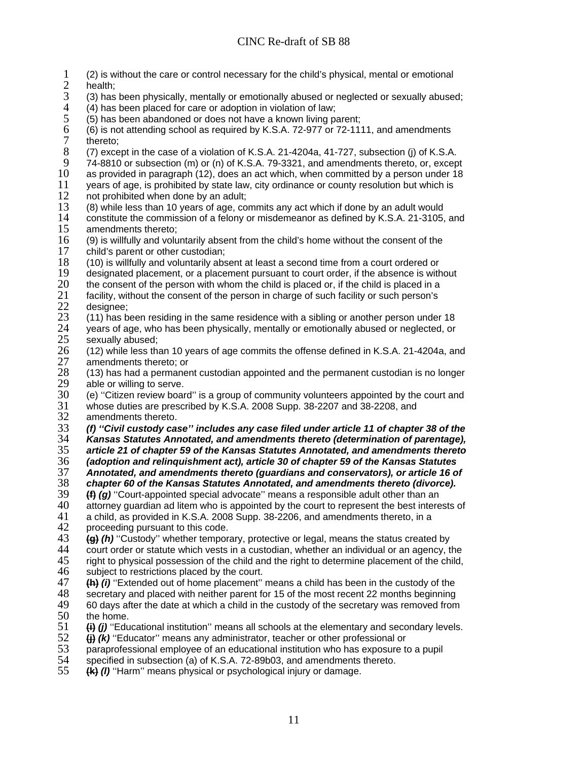(2) is without the care or control necessary for the child's physical, mental or emotional health;

(3) has been physically, mentally or emotionally abused or neglected or sexually abused;

(4) has been placed for care or adoption in violation of law;

(5) has been abandoned or does not have a known living parent;

(6) is not attending school as required by K.S.A. 72-977 or 72-1111, and amendments thereto;

(7) except in the case of a violation of K.S.A. 21-4204a, 41-727, subsection (j) of K.S.A. 74-8810 or subsection (m) or (n) of K.S.A. 79-3321, and amendments thereto, or, except as provided in paragraph (12), does an act which, when committed by a person under 18 years of age, is prohibited by state law, city ordinance or county resolution but which is not prohibited when done by an adult;

(8) while less than 10 years of age, commits any act which if done by an adult would constitute the commission of a felony or misdemeanor as defined by K.S.A. 21-3105, and amendments thereto;

(9) is willfully and voluntarily absent from the child's home without the consent of the child's parent or other custodian;

(10) is willfully and voluntarily absent at least a second time from a court ordered or designated placement, or a placement pursuant to court order, if the absence is without the consent of the person with whom the child is placed or, if the child is placed in a facility, without the consent of the person in charge of such facility or such person's designee;

(11) has been residing in the same residence with a sibling or another person under 18 years of age, who has been physically, mentally or emotionally abused or neglected, or sexually abused;

(12) while less than 10 years of age commits the offense defined in K.S.A. 21-4204a, and amendments thereto; or

(13) has had a permanent custodian appointed and the permanent custodian is no longer able or willing to serve.

(e) ''Citizen review board'' is a group of community volunteers appointed by the court and whose duties are prescribed by K.S.A. 2008 Supp. 38-2207 and 38-2208, and amendments thereto.

***(f) ''Civil custody case'' includes any case filed under article 11 of chapter 38 of the Kansas Statutes Annotated, and amendments thereto (determination of parentage), article 21 of chapter 59 of the Kansas Statutes Annotated, and amendments thereto (adoption and relinquishment act), article 30 of chapter 59 of the Kansas Statutes Annotated, and amendments thereto (guardians and conservators), or article 16 of chapter 60 of the Kansas Statutes Annotated, and amendments thereto (divorce).***

~~(f)~~ ***(g)*** ''Court-appointed special advocate'' means a responsible adult other than an attorney guardian ad litem who is appointed by the court to represent the best interests of a child, as provided in K.S.A. 2008 Supp. 38-2206, and amendments thereto, in a proceeding pursuant to this code.

~~(g)~~ ***(h)*** ''Custody'' whether temporary, protective or legal, means the status created by court order or statute which vests in a custodian, whether an individual or an agency, the right to physical possession of the child and the right to determine placement of the child, subject to restrictions placed by the court.

~~(h)~~ ***(i)*** ''Extended out of home placement'' means a child has been in the custody of the secretary and placed with neither parent for 15 of the most recent 22 months beginning 60 days after the date at which a child in the custody of the secretary was removed from the home.

~~(i)~~ ***(j)*** ''Educational institution'' means all schools at the elementary and secondary levels.

~~(j)~~ ***(k)*** ''Educator'' means any administrator, teacher or other professional or paraprofessional employee of an educational institution who has exposure to a pupil specified in subsection (a) of K.S.A. 72-89b03, and amendments thereto.

~~(k)~~ ***(l)*** ''Harm'' means physical or psychological injury or damage.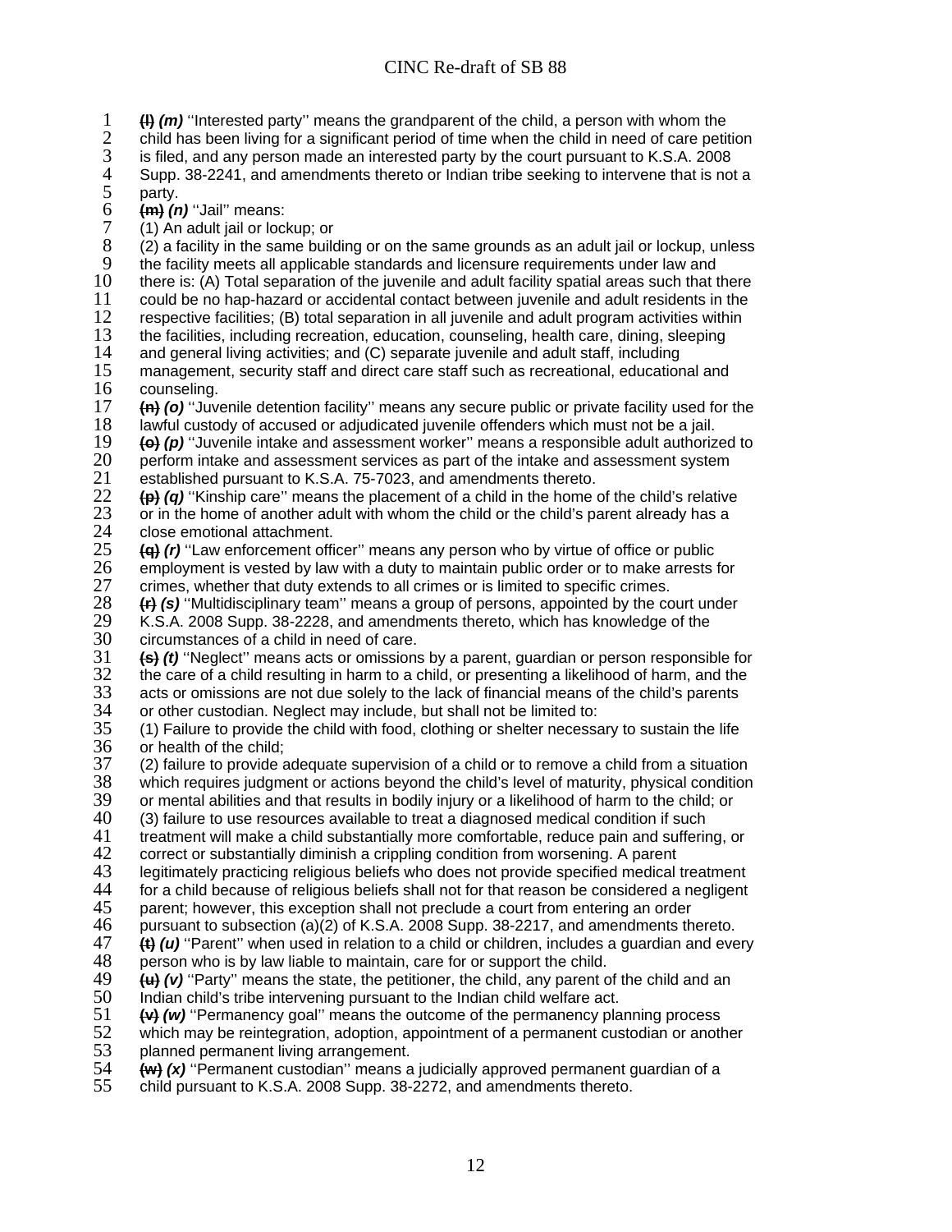~~(l)~~ ***(m)*** ''Interested party'' means the grandparent of the child, a person with whom the child has been living for a significant period of time when the child in need of care petition is filed, and any person made an interested party by the court pursuant to K.S.A. 2008 Supp. 38-2241, and amendments thereto or Indian tribe seeking to intervene that is not a party.

~~(m)~~ ***(n)*** ''Jail'' means:

(1) An adult jail or lockup; or

(2) a facility in the same building or on the same grounds as an adult jail or lockup, unless the facility meets all applicable standards and licensure requirements under law and there is: (A) Total separation of the juvenile and adult facility spatial areas such that there could be no hap-hazard or accidental contact between juvenile and adult residents in the respective facilities; (B) total separation in all juvenile and adult program activities within the facilities, including recreation, education, counseling, health care, dining, sleeping and general living activities; and (C) separate juvenile and adult staff, including management, security staff and direct care staff such as recreational, educational and counseling.

~~(n)~~ ***(o)*** ''Juvenile detention facility'' means any secure public or private facility used for the lawful custody of accused or adjudicated juvenile offenders which must not be a jail.

~~(o)~~ ***(p)*** ''Juvenile intake and assessment worker'' means a responsible adult authorized to perform intake and assessment services as part of the intake and assessment system established pursuant to K.S.A. 75-7023, and amendments thereto.

~~(p)~~ ***(q)*** ''Kinship care'' means the placement of a child in the home of the child's relative or in the home of another adult with whom the child or the child's parent already has a close emotional attachment.

~~(q)~~ ***(r)*** ''Law enforcement officer'' means any person who by virtue of office or public employment is vested by law with a duty to maintain public order or to make arrests for crimes, whether that duty extends to all crimes or is limited to specific crimes.

~~(r)~~ ***(s)*** ''Multidisciplinary team'' means a group of persons, appointed by the court under K.S.A. 2008 Supp. 38-2228, and amendments thereto, which has knowledge of the circumstances of a child in need of care.

~~(s)~~ ***(t)*** ''Neglect'' means acts or omissions by a parent, guardian or person responsible for the care of a child resulting in harm to a child, or presenting a likelihood of harm, and the acts or omissions are not due solely to the lack of financial means of the child's parents or other custodian. Neglect may include, but shall not be limited to:

(1) Failure to provide the child with food, clothing or shelter necessary to sustain the life or health of the child;

(2) failure to provide adequate supervision of a child or to remove a child from a situation which requires judgment or actions beyond the child's level of maturity, physical condition or mental abilities and that results in bodily injury or a likelihood of harm to the child; or

(3) failure to use resources available to treat a diagnosed medical condition if such treatment will make a child substantially more comfortable, reduce pain and suffering, or correct or substantially diminish a crippling condition from worsening. A parent legitimately practicing religious beliefs who does not provide specified medical treatment for a child because of religious beliefs shall not for that reason be considered a negligent parent; however, this exception shall not preclude a court from entering an order pursuant to subsection (a)(2) of K.S.A. 2008 Supp. 38-2217, and amendments thereto.

~~(t)~~ ***(u)*** ''Parent'' when used in relation to a child or children, includes a guardian and every person who is by law liable to maintain, care for or support the child.

~~(u)~~ ***(v)*** ''Party'' means the state, the petitioner, the child, any parent of the child and an Indian child's tribe intervening pursuant to the Indian child welfare act.

~~(v)~~ ***(w)*** ''Permanency goal'' means the outcome of the permanency planning process which may be reintegration, adoption, appointment of a permanent custodian or another planned permanent living arrangement.

~~(w)~~ ***(x)*** ''Permanent custodian'' means a judicially approved permanent guardian of a child pursuant to K.S.A. 2008 Supp. 38-2272, and amendments thereto.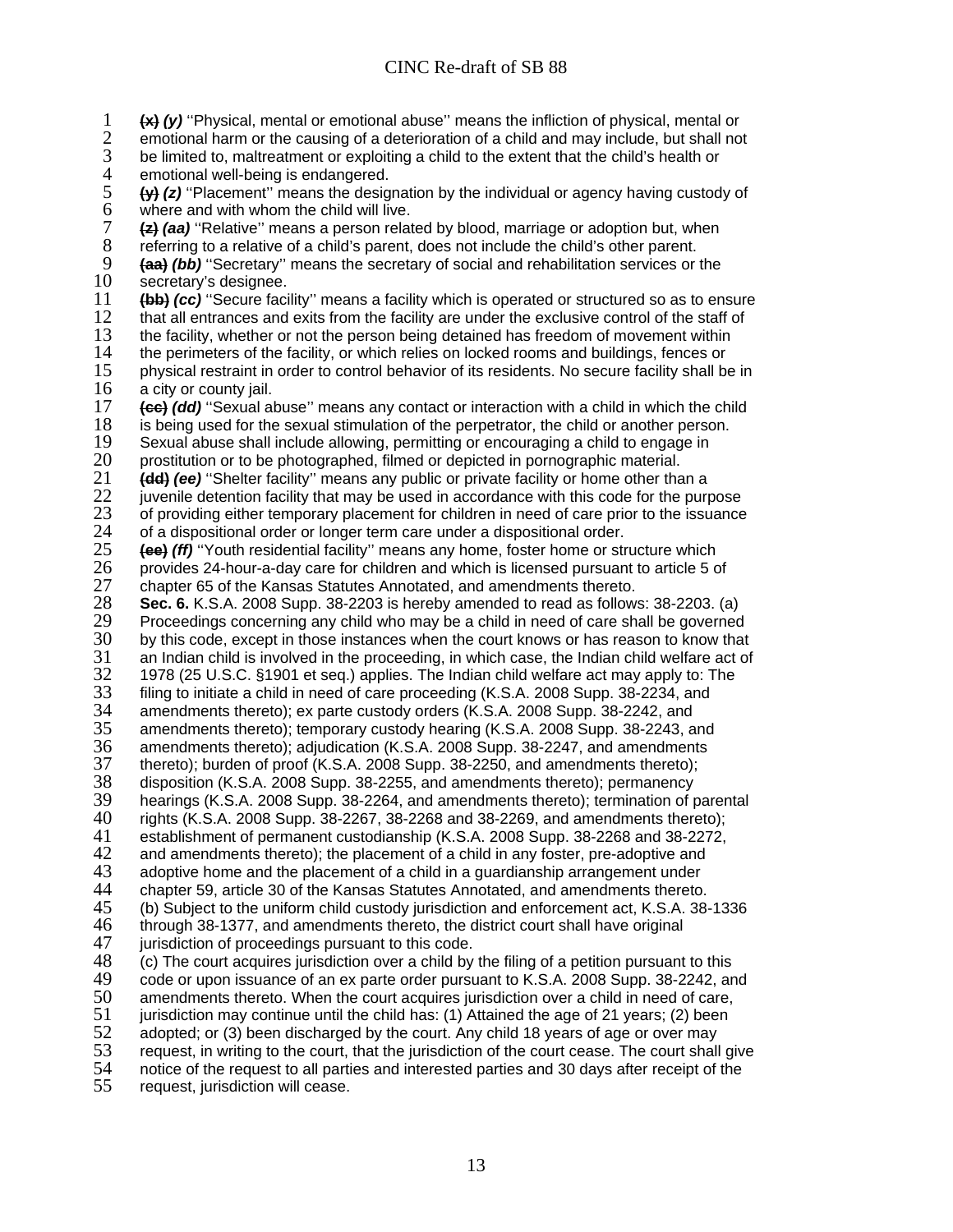~~(x)~~ ***(y)*** ''Physical, mental or emotional abuse'' means the infliction of physical, mental or emotional harm or the causing of a deterioration of a child and may include, but shall not be limited to, maltreatment or exploiting a child to the extent that the child's health or emotional well-being is endangered.

~~(y)~~ ***(z)*** ''Placement'' means the designation by the individual or agency having custody of where and with whom the child will live.

~~(z)~~ ***(aa)*** ''Relative'' means a person related by blood, marriage or adoption but, when referring to a relative of a child's parent, does not include the child's other parent.

~~(aa)~~ ***(bb)*** ''Secretary'' means the secretary of social and rehabilitation services or the secretary's designee.

~~(bb)~~ ***(cc)*** ''Secure facility'' means a facility which is operated or structured so as to ensure that all entrances and exits from the facility are under the exclusive control of the staff of the facility, whether or not the person being detained has freedom of movement within the perimeters of the facility, or which relies on locked rooms and buildings, fences or physical restraint in order to control behavior of its residents. No secure facility shall be in a city or county jail.

~~(cc)~~ ***(dd)*** ''Sexual abuse'' means any contact or interaction with a child in which the child is being used for the sexual stimulation of the perpetrator, the child or another person. Sexual abuse shall include allowing, permitting or encouraging a child to engage in prostitution or to be photographed, filmed or depicted in pornographic material.

~~(dd)~~ ***(ee)*** ''Shelter facility'' means any public or private facility or home other than a juvenile detention facility that may be used in accordance with this code for the purpose of providing either temporary placement for children in need of care prior to the issuance of a dispositional order or longer term care under a dispositional order.

~~(ee)~~ ***(ff)*** ''Youth residential facility'' means any home, foster home or structure which provides 24-hour-a-day care for children and which is licensed pursuant to article 5 of chapter 65 of the Kansas Statutes Annotated, and amendments thereto.

**Sec. 6.** K.S.A. 2008 Supp. 38-2203 is hereby amended to read as follows: 38-2203. (a) Proceedings concerning any child who may be a child in need of care shall be governed by this code, except in those instances when the court knows or has reason to know that an Indian child is involved in the proceeding, in which case, the Indian child welfare act of 1978 (25 U.S.C. §1901 et seq.) applies. The Indian child welfare act may apply to: The filing to initiate a child in need of care proceeding (K.S.A. 2008 Supp. 38-2234, and amendments thereto); ex parte custody orders (K.S.A. 2008 Supp. 38-2242, and amendments thereto); temporary custody hearing (K.S.A. 2008 Supp. 38-2243, and amendments thereto); adjudication (K.S.A. 2008 Supp. 38-2247, and amendments thereto); burden of proof (K.S.A. 2008 Supp. 38-2250, and amendments thereto); disposition (K.S.A. 2008 Supp. 38-2255, and amendments thereto); permanency hearings (K.S.A. 2008 Supp. 38-2264, and amendments thereto); termination of parental rights (K.S.A. 2008 Supp. 38-2267, 38-2268 and 38-2269, and amendments thereto); establishment of permanent custodianship (K.S.A. 2008 Supp. 38-2268 and 38-2272, and amendments thereto); the placement of a child in any foster, pre-adoptive and adoptive home and the placement of a child in a guardianship arrangement under chapter 59, article 30 of the Kansas Statutes Annotated, and amendments thereto.

(b) Subject to the uniform child custody jurisdiction and enforcement act, K.S.A. 38-1336 through 38-1377, and amendments thereto, the district court shall have original jurisdiction of proceedings pursuant to this code.

(c) The court acquires jurisdiction over a child by the filing of a petition pursuant to this code or upon issuance of an ex parte order pursuant to K.S.A. 2008 Supp. 38-2242, and amendments thereto. When the court acquires jurisdiction over a child in need of care, jurisdiction may continue until the child has: (1) Attained the age of 21 years; (2) been adopted; or (3) been discharged by the court. Any child 18 years of age or over may request, in writing to the court, that the jurisdiction of the court cease. The court shall give notice of the request to all parties and interested parties and 30 days after receipt of the request, jurisdiction will cease.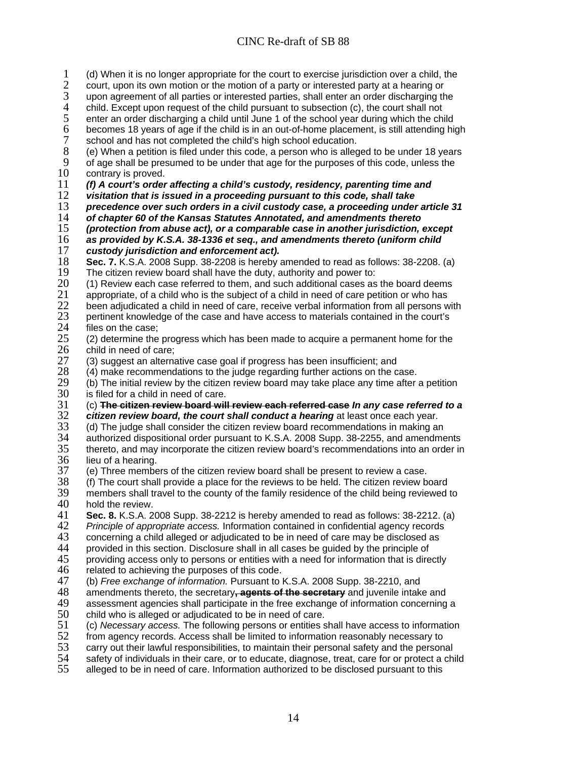(d) When it is no longer appropriate for the court to exercise jurisdiction over a child, the court, upon its own motion or the motion of a party or interested party at a hearing or upon agreement of all parties or interested parties, shall enter an order discharging the child. Except upon request of the child pursuant to subsection (c), the court shall not enter an order discharging a child until June 1 of the school year during which the child becomes 18 years of age if the child is in an out-of-home placement, is still attending high school and has not completed the child's high school education.

(e) When a petition is filed under this code, a person who is alleged to be under 18 years of age shall be presumed to be under that age for the purposes of this code, unless the contrary is proved.

***(f) A court's order affecting a child's custody, residency, parenting time and visitation that is issued in a proceeding pursuant to this code, shall take precedence over such orders in a civil custody case, a proceeding under article 31 of chapter 60 of the Kansas Statutes Annotated, and amendments thereto (protection from abuse act), or a comparable case in another jurisdiction, except as provided by K.S.A. 38-1336 et seq., and amendments thereto (uniform child custody jurisdiction and enforcement act).***

**Sec. 7.** K.S.A. 2008 Supp. 38-2208 is hereby amended to read as follows: 38-2208. (a) The citizen review board shall have the duty, authority and power to:

(1) Review each case referred to them, and such additional cases as the board deems appropriate, of a child who is the subject of a child in need of care petition or who has been adjudicated a child in need of care, receive verbal information from all persons with pertinent knowledge of the case and have access to materials contained in the court's files on the case;

(2) determine the progress which has been made to acquire a permanent home for the child in need of care;

(3) suggest an alternative case goal if progress has been insufficient; and

(4) make recommendations to the judge regarding further actions on the case.

(b) The initial review by the citizen review board may take place any time after a petition is filed for a child in need of care.

(c) ~~**The citizen review board will review each referred case**~~ ***In any case referred to a citizen review board, the court shall conduct a hearing*** at least once each year.

(d) The judge shall consider the citizen review board recommendations in making an authorized dispositional order pursuant to K.S.A. 2008 Supp. 38-2255, and amendments thereto, and may incorporate the citizen review board's recommendations into an order in lieu of a hearing.

(e) Three members of the citizen review board shall be present to review a case.

(f) The court shall provide a place for the reviews to be held. The citizen review board members shall travel to the county of the family residence of the child being reviewed to hold the review.

**Sec. 8.** K.S.A. 2008 Supp. 38-2212 is hereby amended to read as follows: 38-2212. (a) *Principle of appropriate access.* Information contained in confidential agency records concerning a child alleged or adjudicated to be in need of care may be disclosed as provided in this section. Disclosure shall in all cases be guided by the principle of providing access only to persons or entities with a need for information that is directly related to achieving the purposes of this code.

(b) *Free exchange of information.* Pursuant to K.S.A. 2008 Supp. 38-2210, and amendments thereto, the secretary~~**, agents of the secretary**~~ and juvenile intake and assessment agencies shall participate in the free exchange of information concerning a child who is alleged or adjudicated to be in need of care.

(c) *Necessary access.* The following persons or entities shall have access to information from agency records. Access shall be limited to information reasonably necessary to carry out their lawful responsibilities, to maintain their personal safety and the personal safety of individuals in their care, or to educate, diagnose, treat, care for or protect a child alleged to be in need of care. Information authorized to be disclosed pursuant to this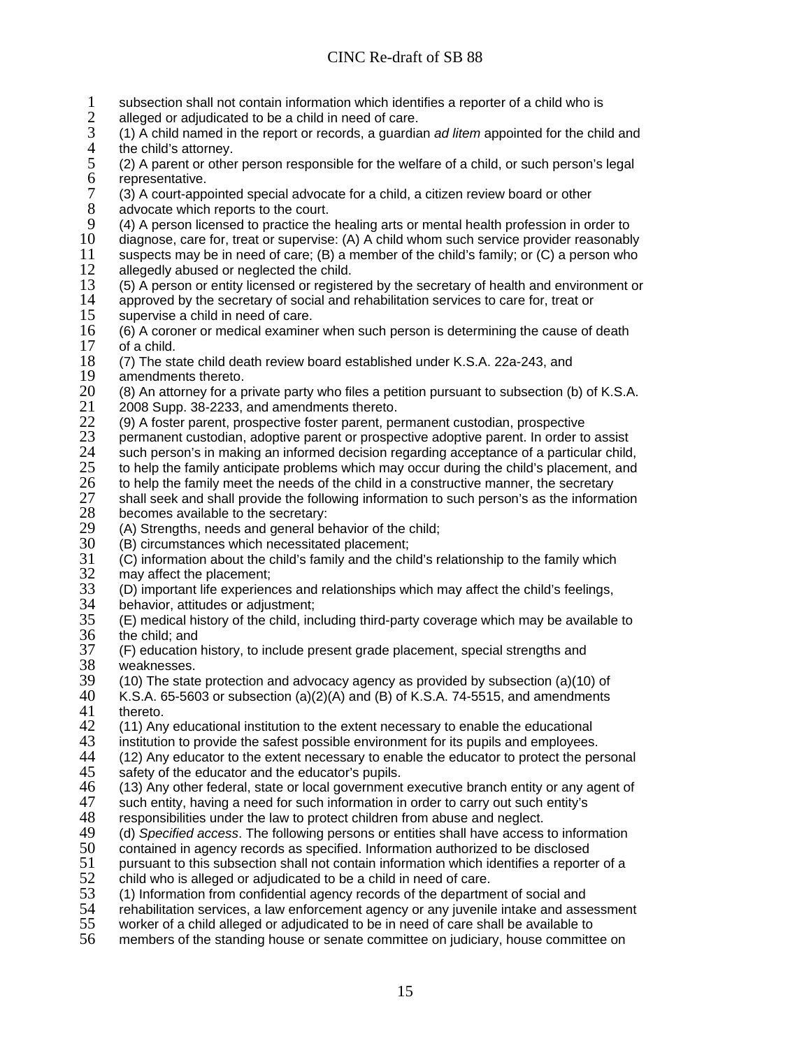subsection shall not contain information which identifies a reporter of a child who is alleged or adjudicated to be a child in need of care.

(1) A child named in the report or records, a guardian *ad litem* appointed for the child and the child's attorney.

(2) A parent or other person responsible for the welfare of a child, or such person's legal representative.

(3) A court-appointed special advocate for a child, a citizen review board or other advocate which reports to the court.

(4) A person licensed to practice the healing arts or mental health profession in order to diagnose, care for, treat or supervise: (A) A child whom such service provider reasonably suspects may be in need of care; (B) a member of the child's family; or (C) a person who allegedly abused or neglected the child.

(5) A person or entity licensed or registered by the secretary of health and environment or approved by the secretary of social and rehabilitation services to care for, treat or supervise a child in need of care.

(6) A coroner or medical examiner when such person is determining the cause of death of a child.

(7) The state child death review board established under K.S.A. 22a-243, and amendments thereto.

(8) An attorney for a private party who files a petition pursuant to subsection (b) of K.S.A. 2008 Supp. 38-2233, and amendments thereto.

(9) A foster parent, prospective foster parent, permanent custodian, prospective permanent custodian, adoptive parent or prospective adoptive parent. In order to assist such person's in making an informed decision regarding acceptance of a particular child, to help the family anticipate problems which may occur during the child's placement, and to help the family meet the needs of the child in a constructive manner, the secretary shall seek and shall provide the following information to such person's as the information becomes available to the secretary:

(A) Strengths, needs and general behavior of the child;

(B) circumstances which necessitated placement;

(C) information about the child's family and the child's relationship to the family which may affect the placement;

(D) important life experiences and relationships which may affect the child's feelings, behavior, attitudes or adjustment;

(E) medical history of the child, including third-party coverage which may be available to the child; and

(F) education history, to include present grade placement, special strengths and weaknesses.

(10) The state protection and advocacy agency as provided by subsection (a)(10) of K.S.A. 65-5603 or subsection (a)(2)(A) and (B) of K.S.A. 74-5515, and amendments thereto.

(11) Any educational institution to the extent necessary to enable the educational institution to provide the safest possible environment for its pupils and employees.

(12) Any educator to the extent necessary to enable the educator to protect the personal safety of the educator and the educator's pupils.

(13) Any other federal, state or local government executive branch entity or any agent of such entity, having a need for such information in order to carry out such entity's responsibilities under the law to protect children from abuse and neglect.

(d) *Specified access*. The following persons or entities shall have access to information contained in agency records as specified. Information authorized to be disclosed pursuant to this subsection shall not contain information which identifies a reporter of a child who is alleged or adjudicated to be a child in need of care.

(1) Information from confidential agency records of the department of social and rehabilitation services, a law enforcement agency or any juvenile intake and assessment worker of a child alleged or adjudicated to be in need of care shall be available to members of the standing house or senate committee on judiciary, house committee on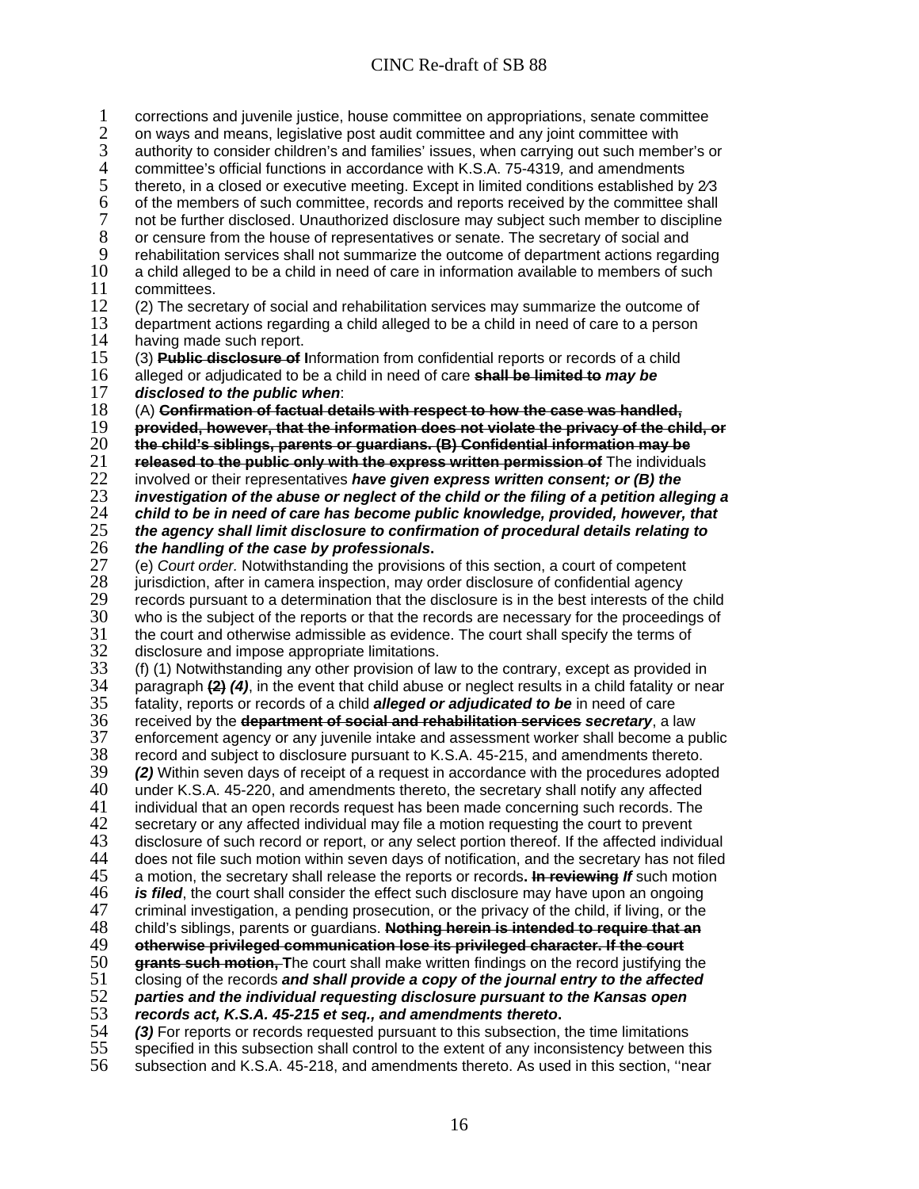corrections and juvenile justice, house committee on appropriations, senate committee on ways and means, legislative post audit committee and any joint committee with authority to consider children's and families' issues, when carrying out such member's or committee's official functions in accordance with K.S.A. 75-4319, and amendments thereto, in a closed or executive meeting. Except in limited conditions established by 2⁄3 of the members of such committee, records and reports received by the committee shall not be further disclosed. Unauthorized disclosure may subject such member to discipline or censure from the house of representatives or senate. The secretary of social and rehabilitation services shall not summarize the outcome of department actions regarding a child alleged to be a child in need of care in information available to members of such committees.

(2) The secretary of social and rehabilitation services may summarize the outcome of department actions regarding a child alleged to be a child in need of care to a person having made such report.

(3) ~~**Public disclosure of I**~~Information from confidential reports or records of a child alleged or adjudicated to be a child in need of care ~~**shall be limited to**~~ ***may be disclosed to the public when***:

(A) ~~**Confirmation of factual details with respect to how the case was handled, provided, however, that the information does not violate the privacy of the child, or the child's siblings, parents or guardians. (B) Confidential information may be released to the public only with the express written permission of**~~ The individuals involved or their representatives ***have given express written consent; or (B) the investigation of the abuse or neglect of the child or the filing of a petition alleging a child to be in need of care has become public knowledge, provided, however, that the agency shall limit disclosure to confirmation of procedural details relating to the handling of the case by professionals*****.**

(e) *Court order.* Notwithstanding the provisions of this section, a court of competent jurisdiction, after in camera inspection, may order disclosure of confidential agency records pursuant to a determination that the disclosure is in the best interests of the child who is the subject of the reports or that the records are necessary for the proceedings of the court and otherwise admissible as evidence. The court shall specify the terms of disclosure and impose appropriate limitations.

(f) (1) Notwithstanding any other provision of law to the contrary, except as provided in paragraph ~~**(2)**~~ ***(4)***, in the event that child abuse or neglect results in a child fatality or near fatality, reports or records of a child ***alleged or adjudicated to be*** in need of care received by the ~~**department of social and rehabilitation services**~~ ***secretary***, a law enforcement agency or any juvenile intake and assessment worker shall become a public record and subject to disclosure pursuant to K.S.A. 45-215, and amendments thereto.

***(2)*** Within seven days of receipt of a request in accordance with the procedures adopted under K.S.A. 45-220, and amendments thereto, the secretary shall notify any affected individual that an open records request has been made concerning such records. The secretary or any affected individual may file a motion requesting the court to prevent disclosure of such record or report, or any select portion thereof. If the affected individual does not file such motion within seven days of notification, and the secretary has not filed a motion, the secretary shall release the reports or records**.** ~~**In reviewing**~~ ***If*** such motion ***is filed***, the court shall consider the effect such disclosure may have upon an ongoing criminal investigation, a pending prosecution, or the privacy of the child, if living, or the child's siblings, parents or guardians. ~~**Nothing herein is intended to require that an otherwise privileged communication lose its privileged character. If the court grants such motion, T**~~The court shall make written findings on the record justifying the closing of the records ***and shall provide a copy of the journal entry to the affected parties and the individual requesting disclosure pursuant to the Kansas open records act, K.S.A. 45-215 et seq., and amendments thereto*****.**

***(3)*** For reports or records requested pursuant to this subsection, the time limitations specified in this subsection shall control to the extent of any inconsistency between this subsection and K.S.A. 45-218, and amendments thereto. As used in this section, ''near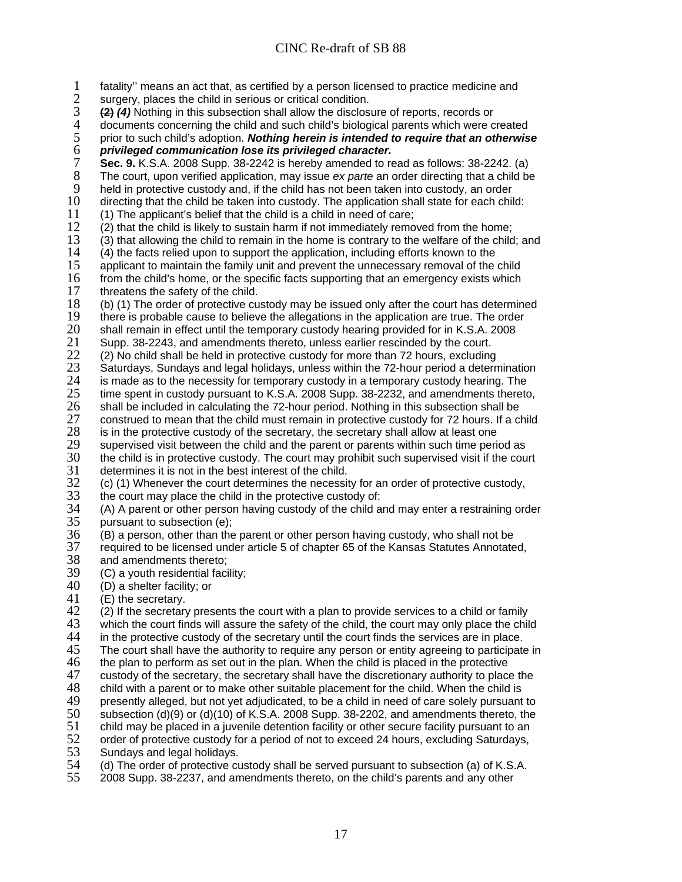fatality'' means an act that, as certified by a person licensed to practice medicine and surgery, places the child in serious or critical condition.

~~(2)~~ ***(4)*** Nothing in this subsection shall allow the disclosure of reports, records or documents concerning the child and such child's biological parents which were created prior to such child's adoption. ***Nothing herein is intended to require that an otherwise privileged communication lose its privileged character.***

**Sec. 9.** K.S.A. 2008 Supp. 38-2242 is hereby amended to read as follows: 38-2242. (a) The court, upon verified application, may issue *ex parte* an order directing that a child be held in protective custody and, if the child has not been taken into custody, an order directing that the child be taken into custody. The application shall state for each child:

(1) The applicant's belief that the child is a child in need of care;

(2) that the child is likely to sustain harm if not immediately removed from the home;

(3) that allowing the child to remain in the home is contrary to the welfare of the child; and

(4) the facts relied upon to support the application, including efforts known to the applicant to maintain the family unit and prevent the unnecessary removal of the child from the child's home, or the specific facts supporting that an emergency exists which threatens the safety of the child.

(b) (1) The order of protective custody may be issued only after the court has determined there is probable cause to believe the allegations in the application are true. The order shall remain in effect until the temporary custody hearing provided for in K.S.A. 2008 Supp. 38-2243, and amendments thereto, unless earlier rescinded by the court.

(2) No child shall be held in protective custody for more than 72 hours, excluding Saturdays, Sundays and legal holidays, unless within the 72-hour period a determination is made as to the necessity for temporary custody in a temporary custody hearing. The time spent in custody pursuant to K.S.A. 2008 Supp. 38-2232, and amendments thereto, shall be included in calculating the 72-hour period. Nothing in this subsection shall be construed to mean that the child must remain in protective custody for 72 hours. If a child is in the protective custody of the secretary, the secretary shall allow at least one supervised visit between the child and the parent or parents within such time period as the child is in protective custody. The court may prohibit such supervised visit if the court determines it is not in the best interest of the child.

(c) (1) Whenever the court determines the necessity for an order of protective custody, the court may place the child in the protective custody of:

(A) A parent or other person having custody of the child and may enter a restraining order pursuant to subsection (e);

(B) a person, other than the parent or other person having custody, who shall not be required to be licensed under article 5 of chapter 65 of the Kansas Statutes Annotated, and amendments thereto;

(C) a youth residential facility;

(D) a shelter facility; or

(E) the secretary.

(2) If the secretary presents the court with a plan to provide services to a child or family which the court finds will assure the safety of the child, the court may only place the child in the protective custody of the secretary until the court finds the services are in place. The court shall have the authority to require any person or entity agreeing to participate in the plan to perform as set out in the plan. When the child is placed in the protective custody of the secretary, the secretary shall have the discretionary authority to place the child with a parent or to make other suitable placement for the child. When the child is presently alleged, but not yet adjudicated, to be a child in need of care solely pursuant to subsection (d)(9) or (d)(10) of K.S.A. 2008 Supp. 38-2202, and amendments thereto, the child may be placed in a juvenile detention facility or other secure facility pursuant to an order of protective custody for a period of not to exceed 24 hours, excluding Saturdays, Sundays and legal holidays.

(d) The order of protective custody shall be served pursuant to subsection (a) of K.S.A. 2008 Supp. 38-2237, and amendments thereto, on the child's parents and any other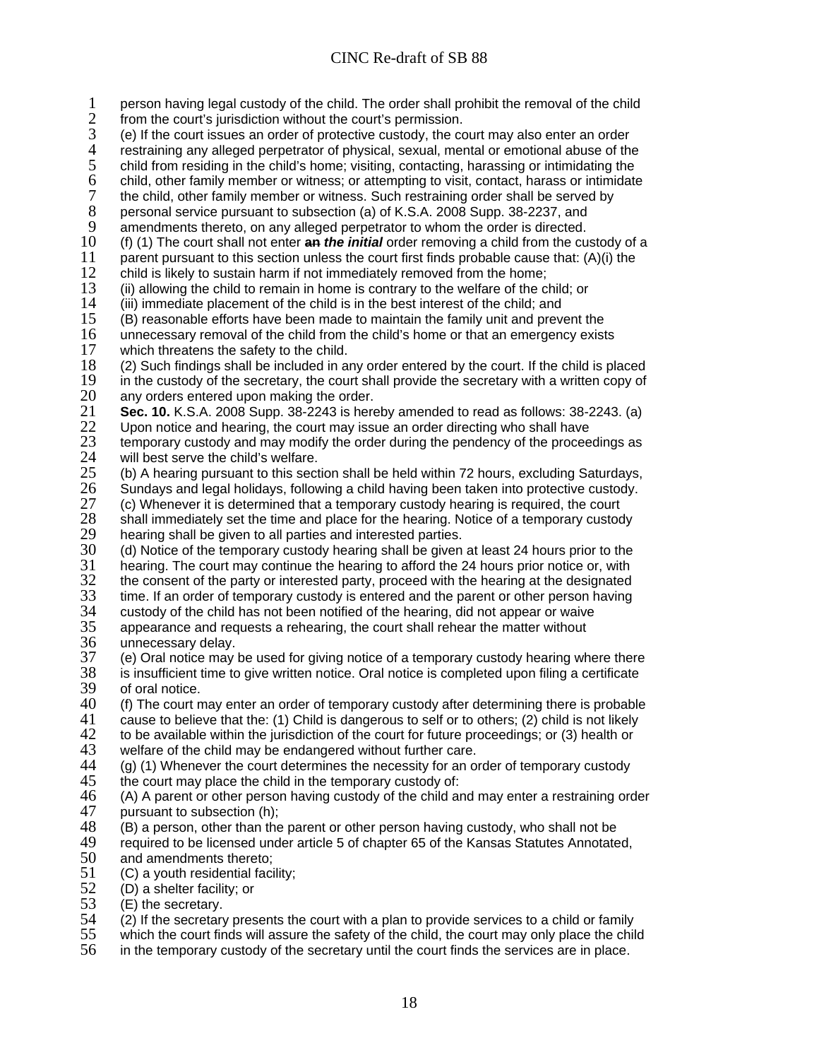person having legal custody of the child. The order shall prohibit the removal of the child from the court's jurisdiction without the court's permission.

(e) If the court issues an order of protective custody, the court may also enter an order restraining any alleged perpetrator of physical, sexual, mental or emotional abuse of the child from residing in the child's home; visiting, contacting, harassing or intimidating the child, other family member or witness; or attempting to visit, contact, harass or intimidate the child, other family member or witness. Such restraining order shall be served by personal service pursuant to subsection (a) of K.S.A. 2008 Supp. 38-2237, and amendments thereto, on any alleged perpetrator to whom the order is directed.

(f) (1) The court shall not enter ~~an~~ ***the initial*** order removing a child from the custody of a parent pursuant to this section unless the court first finds probable cause that: (A)(i) the child is likely to sustain harm if not immediately removed from the home;

(ii) allowing the child to remain in home is contrary to the welfare of the child; or

(iii) immediate placement of the child is in the best interest of the child; and

(B) reasonable efforts have been made to maintain the family unit and prevent the unnecessary removal of the child from the child's home or that an emergency exists which threatens the safety to the child.

(2) Such findings shall be included in any order entered by the court. If the child is placed in the custody of the secretary, the court shall provide the secretary with a written copy of any orders entered upon making the order.

**Sec. 10.** K.S.A. 2008 Supp. 38-2243 is hereby amended to read as follows: 38-2243. (a) Upon notice and hearing, the court may issue an order directing who shall have temporary custody and may modify the order during the pendency of the proceedings as will best serve the child's welfare.

(b) A hearing pursuant to this section shall be held within 72 hours, excluding Saturdays, Sundays and legal holidays, following a child having been taken into protective custody.

(c) Whenever it is determined that a temporary custody hearing is required, the court shall immediately set the time and place for the hearing. Notice of a temporary custody hearing shall be given to all parties and interested parties.

(d) Notice of the temporary custody hearing shall be given at least 24 hours prior to the hearing. The court may continue the hearing to afford the 24 hours prior notice or, with the consent of the party or interested party, proceed with the hearing at the designated time. If an order of temporary custody is entered and the parent or other person having custody of the child has not been notified of the hearing, did not appear or waive appearance and requests a rehearing, the court shall rehear the matter without unnecessary delay.

(e) Oral notice may be used for giving notice of a temporary custody hearing where there is insufficient time to give written notice. Oral notice is completed upon filing a certificate of oral notice.

(f) The court may enter an order of temporary custody after determining there is probable cause to believe that the: (1) Child is dangerous to self or to others; (2) child is not likely to be available within the jurisdiction of the court for future proceedings; or (3) health or welfare of the child may be endangered without further care.

(g) (1) Whenever the court determines the necessity for an order of temporary custody the court may place the child in the temporary custody of:

(A) A parent or other person having custody of the child and may enter a restraining order pursuant to subsection (h);

(B) a person, other than the parent or other person having custody, who shall not be required to be licensed under article 5 of chapter 65 of the Kansas Statutes Annotated, and amendments thereto;

(C) a youth residential facility;

(D) a shelter facility; or

(E) the secretary.

(2) If the secretary presents the court with a plan to provide services to a child or family which the court finds will assure the safety of the child, the court may only place the child in the temporary custody of the secretary until the court finds the services are in place.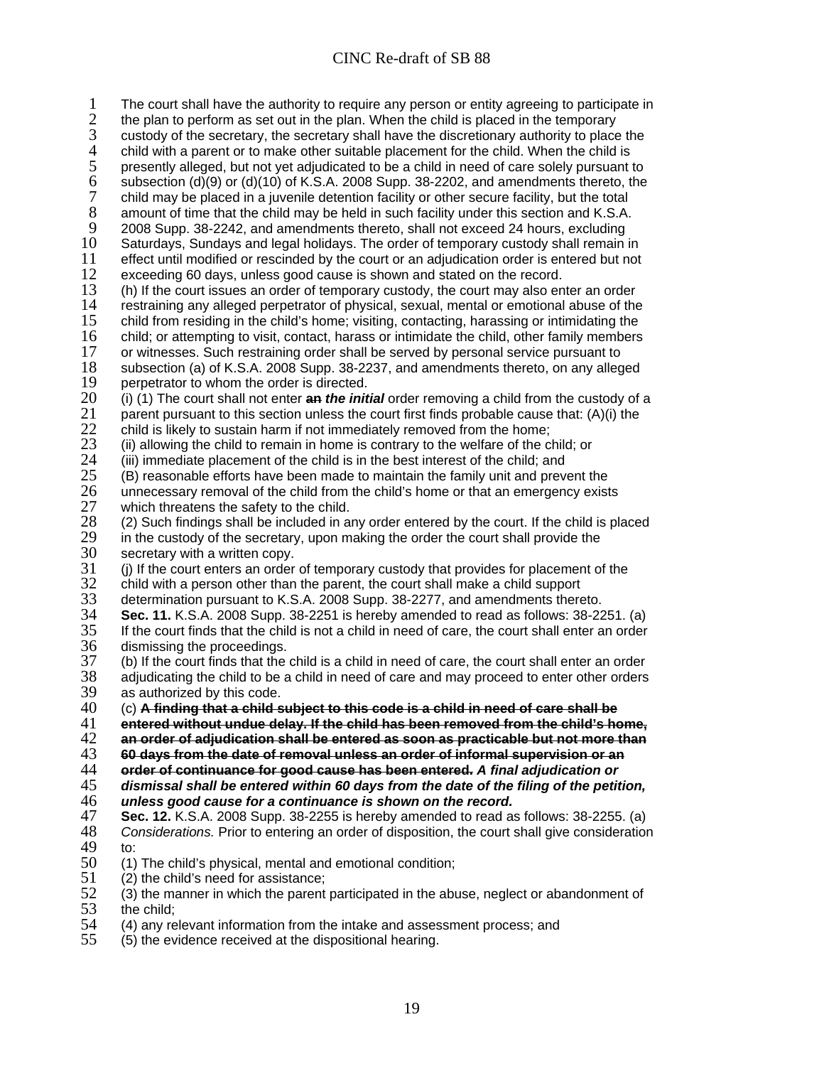The court shall have the authority to require any person or entity agreeing to participate in the plan to perform as set out in the plan. When the child is placed in the temporary custody of the secretary, the secretary shall have the discretionary authority to place the child with a parent or to make other suitable placement for the child. When the child is presently alleged, but not yet adjudicated to be a child in need of care solely pursuant to subsection (d)(9) or (d)(10) of K.S.A. 2008 Supp. 38-2202, and amendments thereto, the child may be placed in a juvenile detention facility or other secure facility, but the total amount of time that the child may be held in such facility under this section and K.S.A. 2008 Supp. 38-2242, and amendments thereto, shall not exceed 24 hours, excluding Saturdays, Sundays and legal holidays. The order of temporary custody shall remain in effect until modified or rescinded by the court or an adjudication order is entered but not exceeding 60 days, unless good cause is shown and stated on the record.

(h) If the court issues an order of temporary custody, the court may also enter an order restraining any alleged perpetrator of physical, sexual, mental or emotional abuse of the child from residing in the child's home; visiting, contacting, harassing or intimidating the child; or attempting to visit, contact, harass or intimidate the child, other family members or witnesses. Such restraining order shall be served by personal service pursuant to subsection (a) of K.S.A. 2008 Supp. 38-2237, and amendments thereto, on any alleged perpetrator to whom the order is directed.

(i) (1) The court shall not enter ~~**an**~~ ***the initial*** order removing a child from the custody of a parent pursuant to this section unless the court first finds probable cause that: (A)(i) the child is likely to sustain harm if not immediately removed from the home;

(ii) allowing the child to remain in home is contrary to the welfare of the child; or

(iii) immediate placement of the child is in the best interest of the child; and

(B) reasonable efforts have been made to maintain the family unit and prevent the unnecessary removal of the child from the child's home or that an emergency exists which threatens the safety to the child.

(2) Such findings shall be included in any order entered by the court. If the child is placed in the custody of the secretary, upon making the order the court shall provide the secretary with a written copy.

(j) If the court enters an order of temporary custody that provides for placement of the child with a person other than the parent, the court shall make a child support determination pursuant to K.S.A. 2008 Supp. 38-2277, and amendments thereto.

**Sec. 11.** K.S.A. 2008 Supp. 38-2251 is hereby amended to read as follows: 38-2251. (a) If the court finds that the child is not a child in need of care, the court shall enter an order dismissing the proceedings.

(b) If the court finds that the child is a child in need of care, the court shall enter an order adjudicating the child to be a child in need of care and may proceed to enter other orders as authorized by this code.

(c) ~~**A finding that a child subject to this code is a child in need of care shall be entered without undue delay. If the child has been removed from the child's home, an order of adjudication shall be entered as soon as practicable but not more than 60 days from the date of removal unless an order of informal supervision or an order of continuance for good cause has been entered.**~~ ***A final adjudication or dismissal shall be entered within 60 days from the date of the filing of the petition, unless good cause for a continuance is shown on the record.***

**Sec. 12.** K.S.A. 2008 Supp. 38-2255 is hereby amended to read as follows: 38-2255. (a) *Considerations.* Prior to entering an order of disposition, the court shall give consideration to:

(1) The child's physical, mental and emotional condition;

(2) the child's need for assistance;

(3) the manner in which the parent participated in the abuse, neglect or abandonment of the child;

(4) any relevant information from the intake and assessment process; and

(5) the evidence received at the dispositional hearing.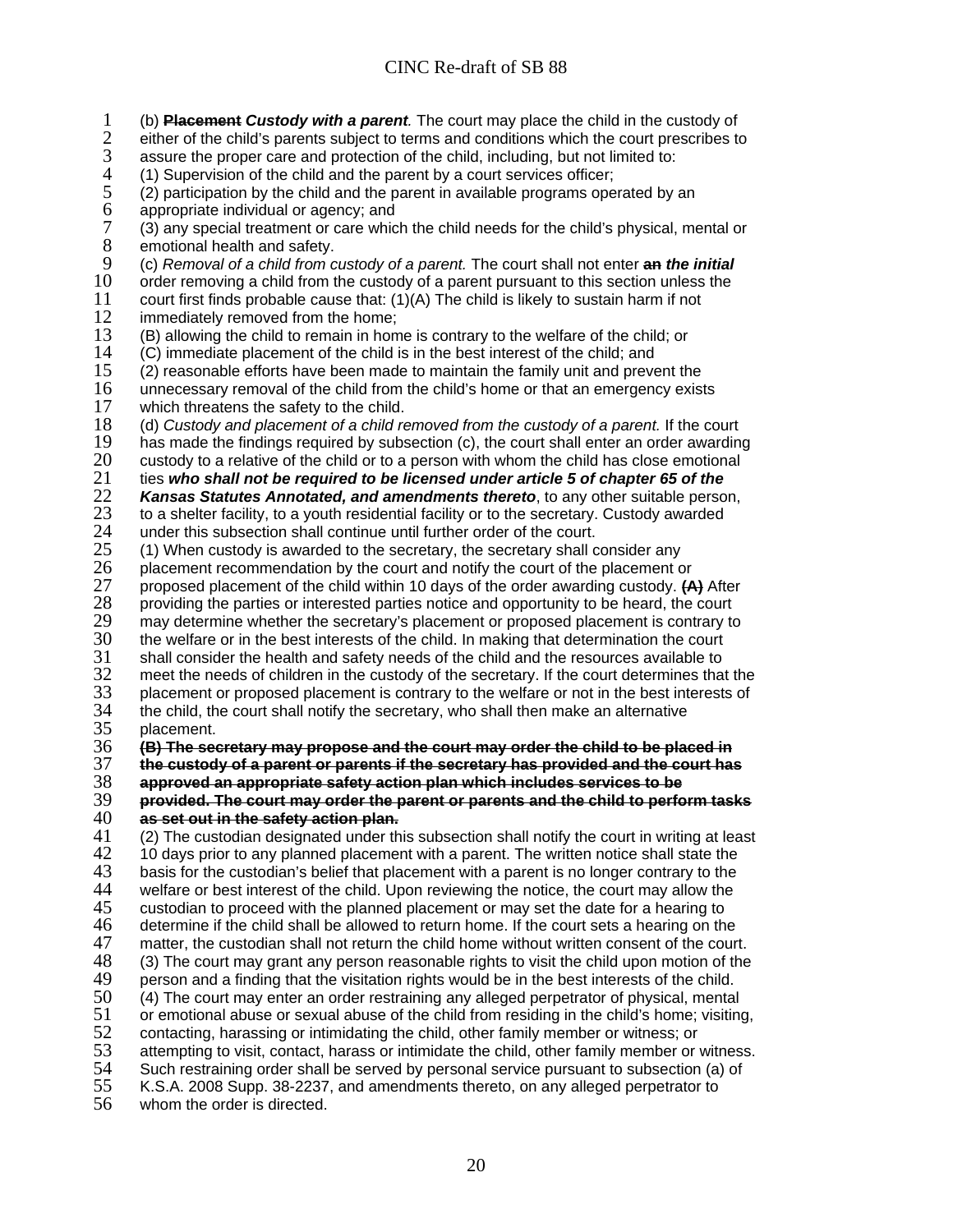(b) ~~**Placement**~~ ***Custody with a parent***. The court may place the child in the custody of either of the child's parents subject to terms and conditions which the court prescribes to assure the proper care and protection of the child, including, but not limited to:

(1) Supervision of the child and the parent by a court services officer;

(2) participation by the child and the parent in available programs operated by an appropriate individual or agency; and

(3) any special treatment or care which the child needs for the child's physical, mental or emotional health and safety.

(c) *Removal of a child from custody of a parent.* The court shall not enter ~~**an**~~ ***the initial*** order removing a child from the custody of a parent pursuant to this section unless the court first finds probable cause that: (1)(A) The child is likely to sustain harm if not immediately removed from the home;

(B) allowing the child to remain in home is contrary to the welfare of the child; or

(C) immediate placement of the child is in the best interest of the child; and

(2) reasonable efforts have been made to maintain the family unit and prevent the unnecessary removal of the child from the child's home or that an emergency exists which threatens the safety to the child.

(d) *Custody and placement of a child removed from the custody of a parent.* If the court has made the findings required by subsection (c), the court shall enter an order awarding custody to a relative of the child or to a person with whom the child has close emotional ties ***who shall not be required to be licensed under article 5 of chapter 65 of the Kansas Statutes Annotated, and amendments thereto***, to any other suitable person, to a shelter facility, to a youth residential facility or to the secretary. Custody awarded under this subsection shall continue until further order of the court.

(1) When custody is awarded to the secretary, the secretary shall consider any placement recommendation by the court and notify the court of the placement or proposed placement of the child within 10 days of the order awarding custody. ~~**(A)**~~ After providing the parties or interested parties notice and opportunity to be heard, the court may determine whether the secretary's placement or proposed placement is contrary to the welfare or in the best interests of the child. In making that determination the court shall consider the health and safety needs of the child and the resources available to meet the needs of children in the custody of the secretary. If the court determines that the placement or proposed placement is contrary to the welfare or not in the best interests of the child, the court shall notify the secretary, who shall then make an alternative placement.

~~**(B) The secretary may propose and the court may order the child to be placed in the custody of a parent or parents if the secretary has provided and the court has approved an appropriate safety action plan which includes services to be provided. The court may order the parent or parents and the child to perform tasks as set out in the safety action plan.**~~

(2) The custodian designated under this subsection shall notify the court in writing at least 10 days prior to any planned placement with a parent. The written notice shall state the basis for the custodian's belief that placement with a parent is no longer contrary to the welfare or best interest of the child. Upon reviewing the notice, the court may allow the custodian to proceed with the planned placement or may set the date for a hearing to determine if the child shall be allowed to return home. If the court sets a hearing on the matter, the custodian shall not return the child home without written consent of the court.

(3) The court may grant any person reasonable rights to visit the child upon motion of the person and a finding that the visitation rights would be in the best interests of the child.

(4) The court may enter an order restraining any alleged perpetrator of physical, mental or emotional abuse or sexual abuse of the child from residing in the child's home; visiting, contacting, harassing or intimidating the child, other family member or witness; or attempting to visit, contact, harass or intimidate the child, other family member or witness. Such restraining order shall be served by personal service pursuant to subsection (a) of K.S.A. 2008 Supp. 38-2237, and amendments thereto, on any alleged perpetrator to whom the order is directed.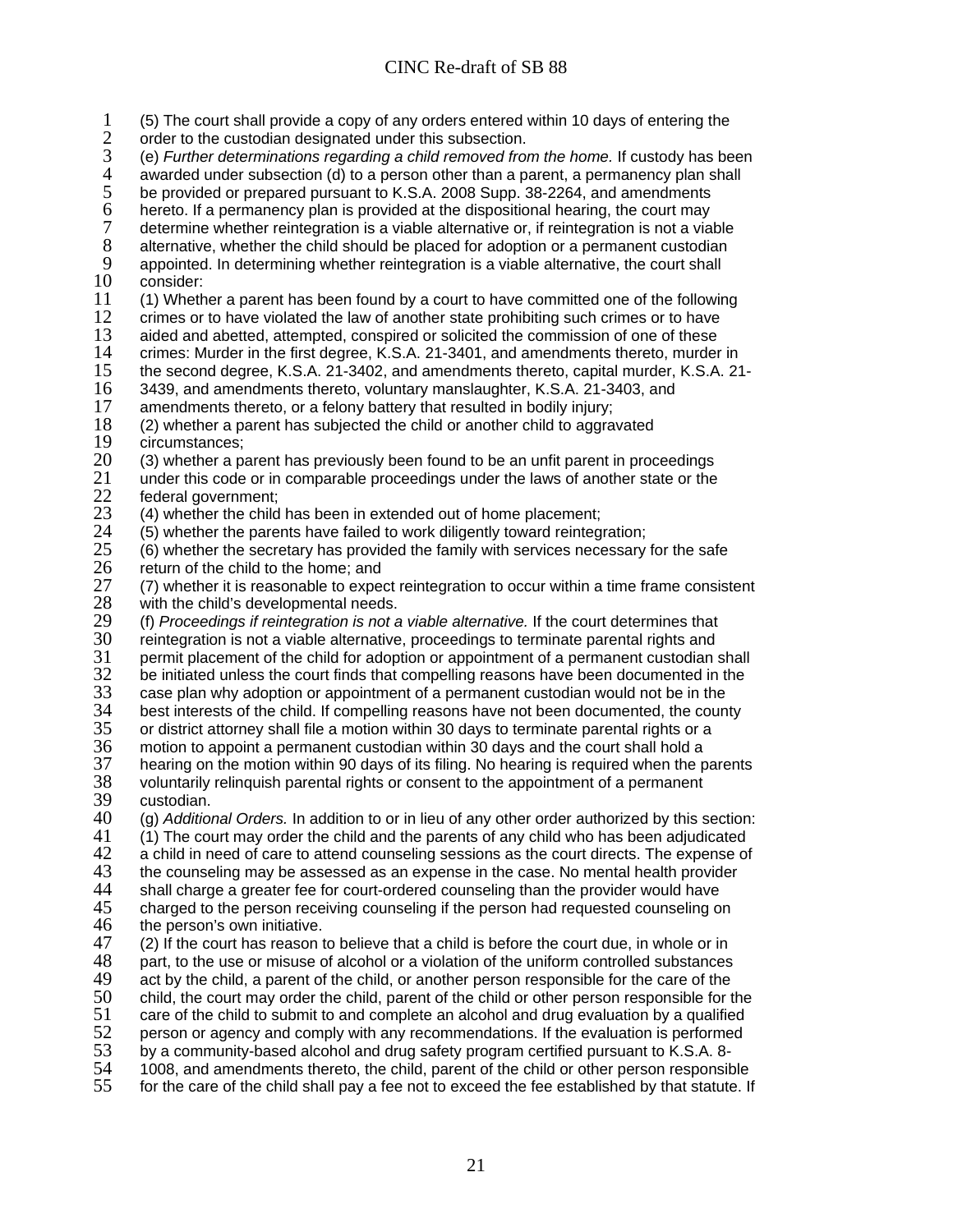(5) The court shall provide a copy of any orders entered within 10 days of entering the order to the custodian designated under this subsection.

(e) *Further determinations regarding a child removed from the home.* If custody has been awarded under subsection (d) to a person other than a parent, a permanency plan shall be provided or prepared pursuant to K.S.A. 2008 Supp. 38-2264, and amendments hereto. If a permanency plan is provided at the dispositional hearing, the court may determine whether reintegration is a viable alternative or, if reintegration is not a viable alternative, whether the child should be placed for adoption or a permanent custodian appointed. In determining whether reintegration is a viable alternative, the court shall consider:

(1) Whether a parent has been found by a court to have committed one of the following crimes or to have violated the law of another state prohibiting such crimes or to have aided and abetted, attempted, conspired or solicited the commission of one of these crimes: Murder in the first degree, K.S.A. 21-3401, and amendments thereto, murder in the second degree, K.S.A. 21-3402, and amendments thereto, capital murder, K.S.A. 21-3439, and amendments thereto, voluntary manslaughter, K.S.A. 21-3403, and amendments thereto, or a felony battery that resulted in bodily injury;

(2) whether a parent has subjected the child or another child to aggravated circumstances;

(3) whether a parent has previously been found to be an unfit parent in proceedings under this code or in comparable proceedings under the laws of another state or the federal government;

(4) whether the child has been in extended out of home placement;

(5) whether the parents have failed to work diligently toward reintegration;

(6) whether the secretary has provided the family with services necessary for the safe return of the child to the home; and

(7) whether it is reasonable to expect reintegration to occur within a time frame consistent with the child's developmental needs.

(f) *Proceedings if reintegration is not a viable alternative.* If the court determines that reintegration is not a viable alternative, proceedings to terminate parental rights and permit placement of the child for adoption or appointment of a permanent custodian shall be initiated unless the court finds that compelling reasons have been documented in the case plan why adoption or appointment of a permanent custodian would not be in the best interests of the child. If compelling reasons have not been documented, the county or district attorney shall file a motion within 30 days to terminate parental rights or a motion to appoint a permanent custodian within 30 days and the court shall hold a hearing on the motion within 90 days of its filing. No hearing is required when the parents voluntarily relinquish parental rights or consent to the appointment of a permanent custodian.

(g) *Additional Orders.* In addition to or in lieu of any other order authorized by this section:

(1) The court may order the child and the parents of any child who has been adjudicated a child in need of care to attend counseling sessions as the court directs. The expense of the counseling may be assessed as an expense in the case. No mental health provider shall charge a greater fee for court-ordered counseling than the provider would have charged to the person receiving counseling if the person had requested counseling on the person's own initiative.

(2) If the court has reason to believe that a child is before the court due, in whole or in part, to the use or misuse of alcohol or a violation of the uniform controlled substances act by the child, a parent of the child, or another person responsible for the care of the child, the court may order the child, parent of the child or other person responsible for the care of the child to submit to and complete an alcohol and drug evaluation by a qualified person or agency and comply with any recommendations. If the evaluation is performed by a community-based alcohol and drug safety program certified pursuant to K.S.A. 8-1008, and amendments thereto, the child, parent of the child or other person responsible for the care of the child shall pay a fee not to exceed the fee established by that statute. If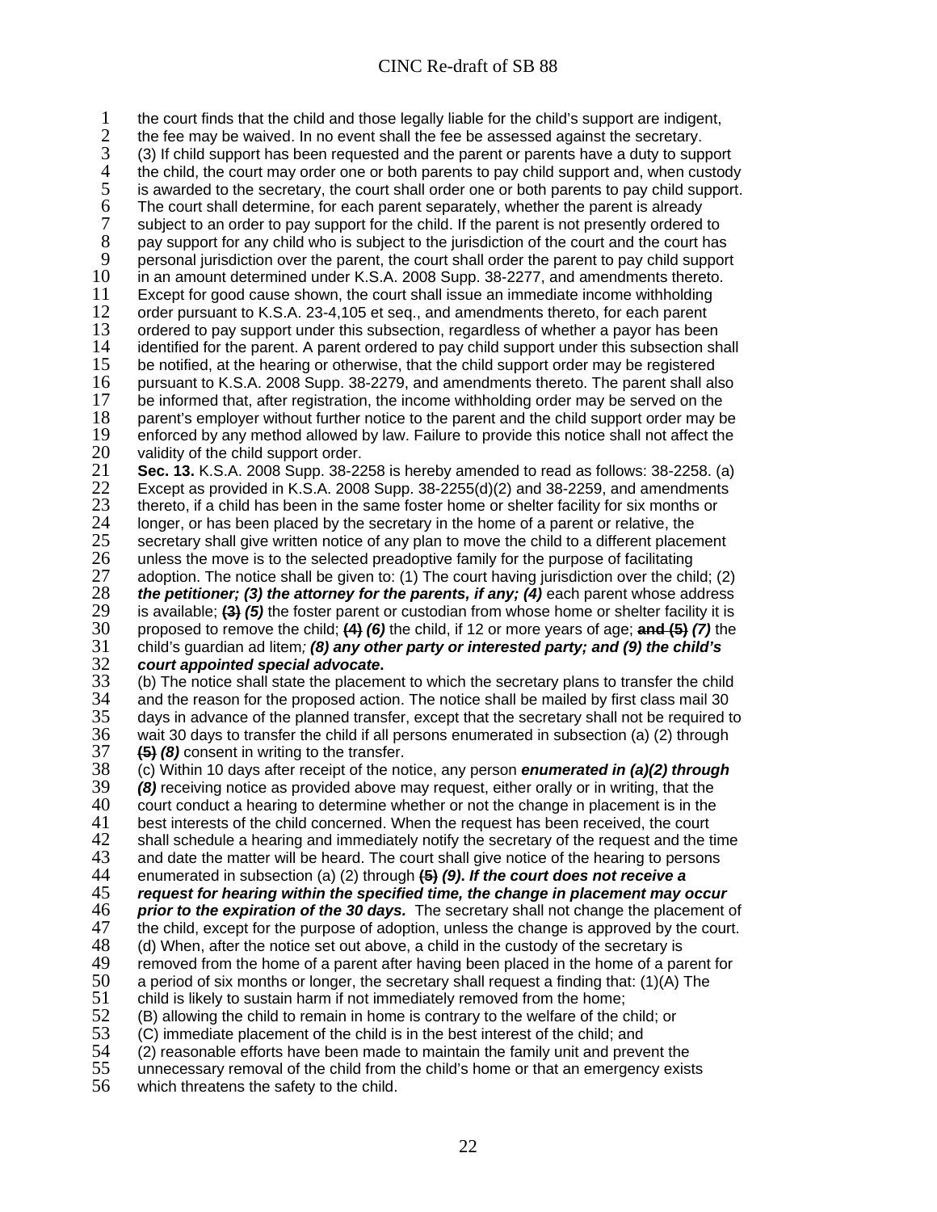the court finds that the child and those legally liable for the child's support are indigent, the fee may be waived. In no event shall the fee be assessed against the secretary.

(3) If child support has been requested and the parent or parents have a duty to support the child, the court may order one or both parents to pay child support and, when custody is awarded to the secretary, the court shall order one or both parents to pay child support. The court shall determine, for each parent separately, whether the parent is already subject to an order to pay support for the child. If the parent is not presently ordered to pay support for any child who is subject to the jurisdiction of the court and the court has personal jurisdiction over the parent, the court shall order the parent to pay child support in an amount determined under K.S.A. 2008 Supp. 38-2277, and amendments thereto. Except for good cause shown, the court shall issue an immediate income withholding order pursuant to K.S.A. 23-4,105 et seq., and amendments thereto, for each parent ordered to pay support under this subsection, regardless of whether a payor has been identified for the parent. A parent ordered to pay child support under this subsection shall be notified, at the hearing or otherwise, that the child support order may be registered pursuant to K.S.A. 2008 Supp. 38-2279, and amendments thereto. The parent shall also be informed that, after registration, the income withholding order may be served on the parent's employer without further notice to the parent and the child support order may be enforced by any method allowed by law. Failure to provide this notice shall not affect the validity of the child support order.

**Sec. 13.** K.S.A. 2008 Supp. 38-2258 is hereby amended to read as follows: 38-2258. (a) Except as provided in K.S.A. 2008 Supp. 38-2255(d)(2) and 38-2259, and amendments thereto, if a child has been in the same foster home or shelter facility for six months or longer, or has been placed by the secretary in the home of a parent or relative, the secretary shall give written notice of any plan to move the child to a different placement unless the move is to the selected preadoptive family for the purpose of facilitating adoption. The notice shall be given to: (1) The court having jurisdiction over the child; (2) ***the petitioner; (3) the attorney for the parents, if any; (4)*** each parent whose address is available; ~~(3)~~ ***(5)*** the foster parent or custodian from whose home or shelter facility it is proposed to remove the child; ~~(4)~~ ***(6)*** the child, if 12 or more years of age; ~~and (5)~~ ***(7)*** the child's guardian ad litem***; (8) any other party or interested party; and (9) the child's court appointed special advocate*****.**

(b) The notice shall state the placement to which the secretary plans to transfer the child and the reason for the proposed action. The notice shall be mailed by first class mail 30 days in advance of the planned transfer, except that the secretary shall not be required to wait 30 days to transfer the child if all persons enumerated in subsection (a) (2) through ~~(5)~~ ***(8)*** consent in writing to the transfer.

(c) Within 10 days after receipt of the notice, any person ***enumerated in (a)(2) through (8)*** receiving notice as provided above may request, either orally or in writing, that the court conduct a hearing to determine whether or not the change in placement is in the best interests of the child concerned. When the request has been received, the court shall schedule a hearing and immediately notify the secretary of the request and the time and date the matter will be heard. The court shall give notice of the hearing to persons enumerated in subsection (a) (2) through ~~(5)~~ ***(9). If the court does not receive a request for hearing within the specified time, the change in placement may occur prior to the expiration of the 30 days.*** The secretary shall not change the placement of the child, except for the purpose of adoption, unless the change is approved by the court.

(d) When, after the notice set out above, a child in the custody of the secretary is removed from the home of a parent after having been placed in the home of a parent for a period of six months or longer, the secretary shall request a finding that: (1)(A) The child is likely to sustain harm if not immediately removed from the home;

(B) allowing the child to remain in home is contrary to the welfare of the child; or

(C) immediate placement of the child is in the best interest of the child; and

(2) reasonable efforts have been made to maintain the family unit and prevent the unnecessary removal of the child from the child's home or that an emergency exists which threatens the safety to the child.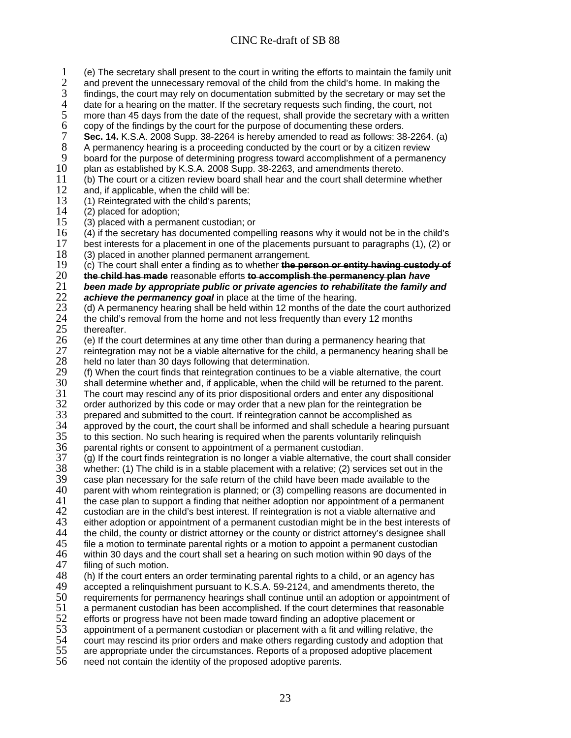(e) The secretary shall present to the court in writing the efforts to maintain the family unit and prevent the unnecessary removal of the child from the child's home. In making the findings, the court may rely on documentation submitted by the secretary or may set the date for a hearing on the matter. If the secretary requests such finding, the court, not more than 45 days from the date of the request, shall provide the secretary with a written copy of the findings by the court for the purpose of documenting these orders.

**Sec. 14.** K.S.A. 2008 Supp. 38-2264 is hereby amended to read as follows: 38-2264. (a) A permanency hearing is a proceeding conducted by the court or by a citizen review board for the purpose of determining progress toward accomplishment of a permanency plan as established by K.S.A. 2008 Supp. 38-2263, and amendments thereto.

(b) The court or a citizen review board shall hear and the court shall determine whether and, if applicable, when the child will be:

(1) Reintegrated with the child's parents;

(2) placed for adoption;

(3) placed with a permanent custodian; or

(4) if the secretary has documented compelling reasons why it would not be in the child's best interests for a placement in one of the placements pursuant to paragraphs (1), (2) or (3) placed in another planned permanent arrangement.

(c) The court shall enter a finding as to whether ~~**the person or entity having custody of the child has made**~~ reasonable efforts ~~**to accomplish the permanency plan**~~ ***have been made by appropriate public or private agencies to rehabilitate the family and achieve the permanency goal*** in place at the time of the hearing.

(d) A permanency hearing shall be held within 12 months of the date the court authorized the child's removal from the home and not less frequently than every 12 months thereafter.

(e) If the court determines at any time other than during a permanency hearing that reintegration may not be a viable alternative for the child, a permanency hearing shall be held no later than 30 days following that determination.

(f) When the court finds that reintegration continues to be a viable alternative, the court shall determine whether and, if applicable, when the child will be returned to the parent. The court may rescind any of its prior dispositional orders and enter any dispositional order authorized by this code or may order that a new plan for the reintegration be prepared and submitted to the court. If reintegration cannot be accomplished as approved by the court, the court shall be informed and shall schedule a hearing pursuant to this section. No such hearing is required when the parents voluntarily relinquish parental rights or consent to appointment of a permanent custodian.

(g) If the court finds reintegration is no longer a viable alternative, the court shall consider whether: (1) The child is in a stable placement with a relative; (2) services set out in the case plan necessary for the safe return of the child have been made available to the parent with whom reintegration is planned; or (3) compelling reasons are documented in the case plan to support a finding that neither adoption nor appointment of a permanent custodian are in the child's best interest. If reintegration is not a viable alternative and either adoption or appointment of a permanent custodian might be in the best interests of the child, the county or district attorney or the county or district attorney's designee shall file a motion to terminate parental rights or a motion to appoint a permanent custodian within 30 days and the court shall set a hearing on such motion within 90 days of the filing of such motion.

(h) If the court enters an order terminating parental rights to a child, or an agency has accepted a relinquishment pursuant to K.S.A. 59-2124, and amendments thereto, the requirements for permanency hearings shall continue until an adoption or appointment of a permanent custodian has been accomplished. If the court determines that reasonable efforts or progress have not been made toward finding an adoptive placement or appointment of a permanent custodian or placement with a fit and willing relative, the court may rescind its prior orders and make others regarding custody and adoption that are appropriate under the circumstances. Reports of a proposed adoptive placement need not contain the identity of the proposed adoptive parents.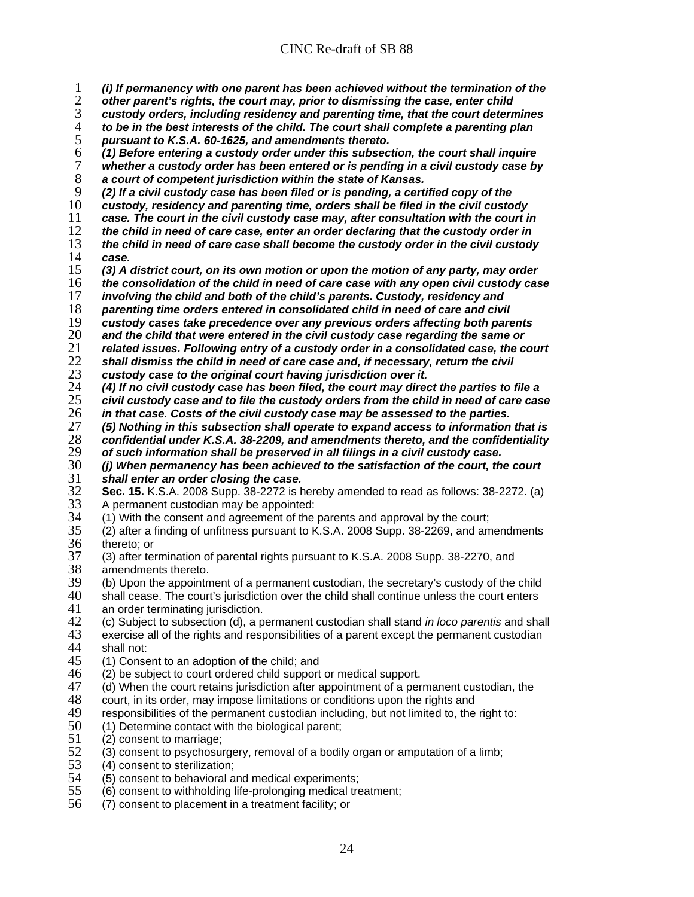***(i) If permanency with one parent has been achieved without the termination of the other parent's rights, the court may, prior to dismissing the case, enter child custody orders, including residency and parenting time, that the court determines to be in the best interests of the child. The court shall complete a parenting plan pursuant to K.S.A. 60-1625, and amendments thereto.***

***(1) Before entering a custody order under this subsection, the court shall inquire whether a custody order has been entered or is pending in a civil custody case by a court of competent jurisdiction within the state of Kansas.***

***(2) If a civil custody case has been filed or is pending, a certified copy of the custody, residency and parenting time, orders shall be filed in the civil custody case. The court in the civil custody case may, after consultation with the court in the child in need of care case, enter an order declaring that the custody order in the child in need of care case shall become the custody order in the civil custody case.***

***(3) A district court, on its own motion or upon the motion of any party, may order the consolidation of the child in need of care case with any open civil custody case involving the child and both of the child's parents. Custody, residency and parenting time orders entered in consolidated child in need of care and civil custody cases take precedence over any previous orders affecting both parents and the child that were entered in the civil custody case regarding the same or related issues. Following entry of a custody order in a consolidated case, the court shall dismiss the child in need of care case and, if necessary, return the civil custody case to the original court having jurisdiction over it.***

***(4) If no civil custody case has been filed, the court may direct the parties to file a civil custody case and to file the custody orders from the child in need of care case in that case. Costs of the civil custody case may be assessed to the parties.***

***(5) Nothing in this subsection shall operate to expand access to information that is confidential under K.S.A. 38-2209, and amendments thereto, and the confidentiality of such information shall be preserved in all filings in a civil custody case.***

***(j) When permanency has been achieved to the satisfaction of the court, the court shall enter an order closing the case.***

**Sec. 15.** K.S.A. 2008 Supp. 38-2272 is hereby amended to read as follows: 38-2272. (a) A permanent custodian may be appointed:

(1) With the consent and agreement of the parents and approval by the court;

(2) after a finding of unfitness pursuant to K.S.A. 2008 Supp. 38-2269, and amendments thereto; or

(3) after termination of parental rights pursuant to K.S.A. 2008 Supp. 38-2270, and amendments thereto.

(b) Upon the appointment of a permanent custodian, the secretary's custody of the child shall cease. The court's jurisdiction over the child shall continue unless the court enters an order terminating jurisdiction.

(c) Subject to subsection (d), a permanent custodian shall stand *in loco parentis* and shall exercise all of the rights and responsibilities of a parent except the permanent custodian shall not:

(1) Consent to an adoption of the child; and

(2) be subject to court ordered child support or medical support.

(d) When the court retains jurisdiction after appointment of a permanent custodian, the court, in its order, may impose limitations or conditions upon the rights and responsibilities of the permanent custodian including, but not limited to, the right to:

(1) Determine contact with the biological parent;

(2) consent to marriage;

(3) consent to psychosurgery, removal of a bodily organ or amputation of a limb;

(4) consent to sterilization;

(5) consent to behavioral and medical experiments;

(6) consent to withholding life-prolonging medical treatment;

(7) consent to placement in a treatment facility; or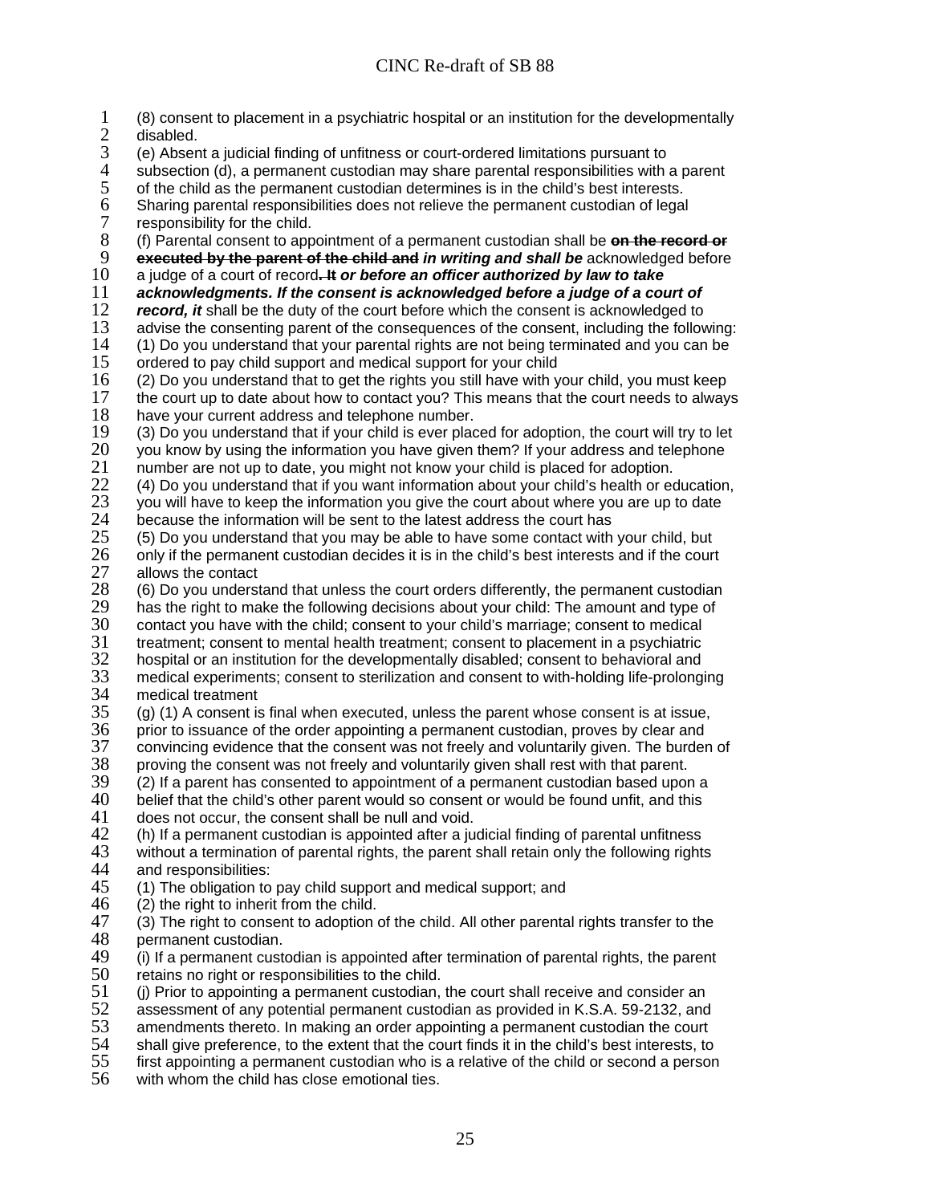(8) consent to placement in a psychiatric hospital or an institution for the developmentally disabled.

(e) Absent a judicial finding of unfitness or court-ordered limitations pursuant to subsection (d), a permanent custodian may share parental responsibilities with a parent of the child as the permanent custodian determines is in the child's best interests. Sharing parental responsibilities does not relieve the permanent custodian of legal responsibility for the child.

(f) Parental consent to appointment of a permanent custodian shall be ~~**on the record or executed by the parent of the child and**~~ ***in writing and shall be*** acknowledged before a judge of a court of record~~**. It**~~ ***or before an officer authorized by law to take acknowledgments. If the consent is acknowledged before a judge of a court of record, it*** shall be the duty of the court before which the consent is acknowledged to advise the consenting parent of the consequences of the consent, including the following:

(1) Do you understand that your parental rights are not being terminated and you can be ordered to pay child support and medical support for your child

(2) Do you understand that to get the rights you still have with your child, you must keep the court up to date about how to contact you? This means that the court needs to always have your current address and telephone number.

(3) Do you understand that if your child is ever placed for adoption, the court will try to let you know by using the information you have given them? If your address and telephone number are not up to date, you might not know your child is placed for adoption.

(4) Do you understand that if you want information about your child's health or education, you will have to keep the information you give the court about where you are up to date because the information will be sent to the latest address the court has

(5) Do you understand that you may be able to have some contact with your child, but only if the permanent custodian decides it is in the child's best interests and if the court allows the contact

(6) Do you understand that unless the court orders differently, the permanent custodian has the right to make the following decisions about your child: The amount and type of contact you have with the child; consent to your child's marriage; consent to medical treatment; consent to mental health treatment; consent to placement in a psychiatric hospital or an institution for the developmentally disabled; consent to behavioral and medical experiments; consent to sterilization and consent to with-holding life-prolonging medical treatment

(g) (1) A consent is final when executed, unless the parent whose consent is at issue, prior to issuance of the order appointing a permanent custodian, proves by clear and convincing evidence that the consent was not freely and voluntarily given. The burden of proving the consent was not freely and voluntarily given shall rest with that parent.

(2) If a parent has consented to appointment of a permanent custodian based upon a belief that the child's other parent would so consent or would be found unfit, and this does not occur, the consent shall be null and void.

(h) If a permanent custodian is appointed after a judicial finding of parental unfitness without a termination of parental rights, the parent shall retain only the following rights and responsibilities:

(1) The obligation to pay child support and medical support; and

(2) the right to inherit from the child.

(3) The right to consent to adoption of the child. All other parental rights transfer to the permanent custodian.

(i) If a permanent custodian is appointed after termination of parental rights, the parent retains no right or responsibilities to the child.

(j) Prior to appointing a permanent custodian, the court shall receive and consider an assessment of any potential permanent custodian as provided in K.S.A. 59-2132, and amendments thereto. In making an order appointing a permanent custodian the court shall give preference, to the extent that the court finds it in the child's best interests, to first appointing a permanent custodian who is a relative of the child or second a person with whom the child has close emotional ties.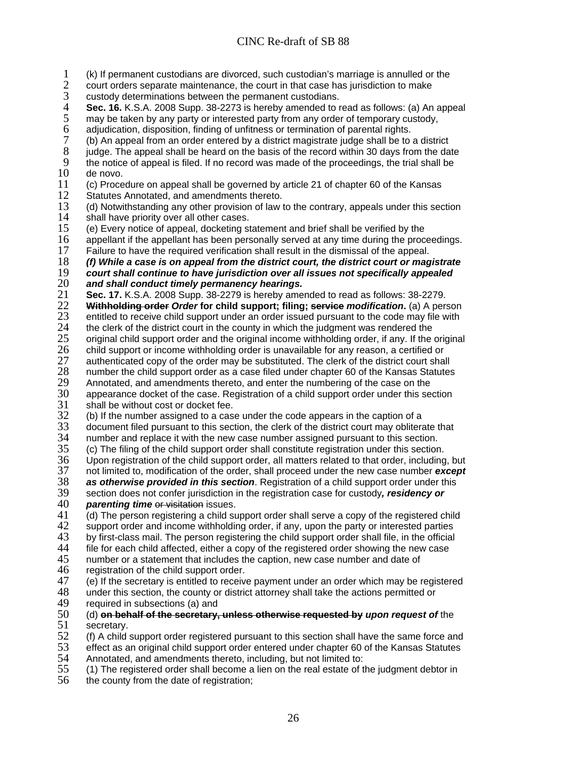(k) If permanent custodians are divorced, such custodian's marriage is annulled or the court orders separate maintenance, the court in that case has jurisdiction to make custody determinations between the permanent custodians.

**Sec. 16.** K.S.A. 2008 Supp. 38-2273 is hereby amended to read as follows: (a) An appeal may be taken by any party or interested party from any order of temporary custody, adjudication, disposition, finding of unfitness or termination of parental rights.

(b) An appeal from an order entered by a district magistrate judge shall be to a district judge. The appeal shall be heard on the basis of the record within 30 days from the date the notice of appeal is filed. If no record was made of the proceedings, the trial shall be de novo.

(c) Procedure on appeal shall be governed by article 21 of chapter 60 of the Kansas Statutes Annotated, and amendments thereto.

(d) Notwithstanding any other provision of law to the contrary, appeals under this section shall have priority over all other cases.

(e) Every notice of appeal, docketing statement and brief shall be verified by the appellant if the appellant has been personally served at any time during the proceedings. Failure to have the required verification shall result in the dismissal of the appeal.

***(f) While a case is on appeal from the district court, the district court or magistrate court shall continue to have jurisdiction over all issues not specifically appealed and shall conduct timely permanency hearings.***

**Sec. 17.** K.S.A. 2008 Supp. 38-2279 is hereby amended to read as follows: 38-2279. **~~Withholding order~~ *Order* for child support; filing; ~~service~~ *modification*.** (a) A person entitled to receive child support under an order issued pursuant to the code may file with the clerk of the district court in the county in which the judgment was rendered the original child support order and the original income withholding order, if any. If the original child support or income withholding order is unavailable for any reason, a certified or authenticated copy of the order may be substituted. The clerk of the district court shall number the child support order as a case filed under chapter 60 of the Kansas Statutes Annotated, and amendments thereto, and enter the numbering of the case on the appearance docket of the case. Registration of a child support order under this section shall be without cost or docket fee.

(b) If the number assigned to a case under the code appears in the caption of a document filed pursuant to this section, the clerk of the district court may obliterate that number and replace it with the new case number assigned pursuant to this section.

(c) The filing of the child support order shall constitute registration under this section. Upon registration of the child support order, all matters related to that order, including, but not limited to, modification of the order, shall proceed under the new case number ***except as otherwise provided in this section***. Registration of a child support order under this section does not confer jurisdiction in the registration case for custody***, residency or parenting time*** ~~or visitation~~ issues.

(d) The person registering a child support order shall serve a copy of the registered child support order and income withholding order, if any, upon the party or interested parties by first-class mail. The person registering the child support order shall file, in the official file for each child affected, either a copy of the registered order showing the new case number or a statement that includes the caption, new case number and date of registration of the child support order.

(e) If the secretary is entitled to receive payment under an order which may be registered under this section, the county or district attorney shall take the actions permitted or required in subsections (a) and (d) **~~on behalf of the secretary, unless otherwise requested by~~** ***upon request of*** the secretary.

(f) A child support order registered pursuant to this section shall have the same force and effect as an original child support order entered under chapter 60 of the Kansas Statutes Annotated, and amendments thereto, including, but not limited to:

(1) The registered order shall become a lien on the real estate of the judgment debtor in the county from the date of registration;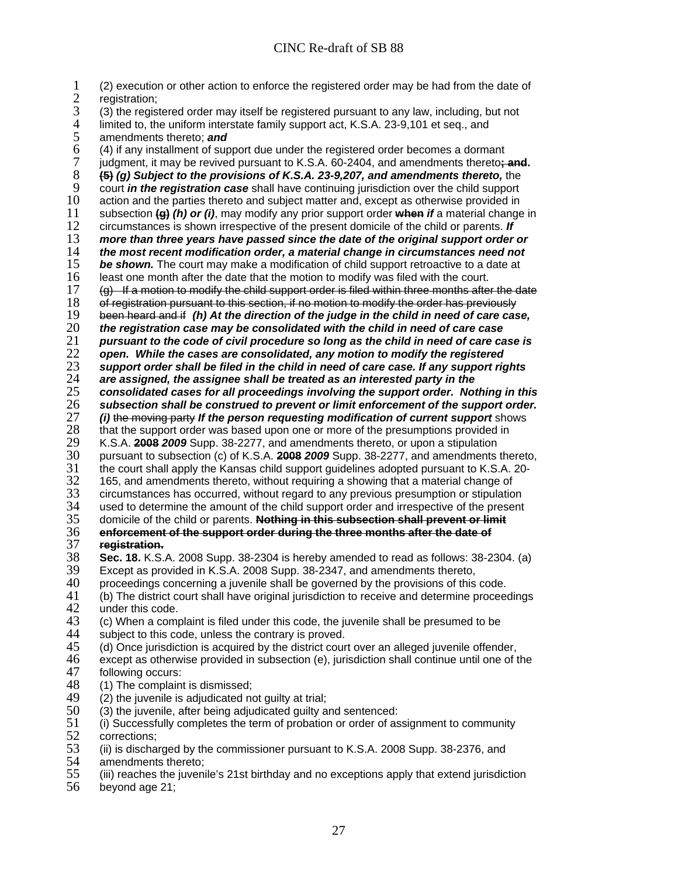(2) execution or other action to enforce the registered order may be had from the date of registration;

(3) the registered order may itself be registered pursuant to any law, including, but not limited to, the uniform interstate family support act, K.S.A. 23-9,101 et seq., and amendments thereto; ***and***

(4) if any installment of support due under the registered order becomes a dormant judgment, it may be revived pursuant to K.S.A. 60-2404, and amendments thereto~~; and~~**.**

~~(5)~~ ***(g) Subject to the provisions of K.S.A. 23-9,207, and amendments thereto,*** the court ***in the registration case*** shall have continuing jurisdiction over the child support action and the parties thereto and subject matter and, except as otherwise provided in subsection ~~(g)~~ ***(h) or (i)***, may modify any prior support order ~~when~~ ***if*** a material change in circumstances is shown irrespective of the present domicile of the child or parents. ***If more than three years have passed since the date of the original support order or the most recent modification order, a material change in circumstances need not be shown.*** The court may make a modification of child support retroactive to a date at least one month after the date that the motion to modify was filed with the court.

~~(g) If a motion to modify the child support order is filed within three months after the date of registration pursuant to this section, if no motion to modify the order has previously been heard and if~~ ***(h) At the direction of the judge in the child in need of care case, the registration case may be consolidated with the child in need of care case pursuant to the code of civil procedure so long as the child in need of care case is open. While the cases are consolidated, any motion to modify the registered support order shall be filed in the child in need of care case. If any support rights are assigned, the assignee shall be treated as an interested party in the consolidated cases for all proceedings involving the support order. Nothing in this subsection shall be construed to prevent or limit enforcement of the support order.***

***(i)*** ~~the moving party~~ ***If the person requesting modification of current support*** shows that the support order was based upon one or more of the presumptions provided in K.S.A. ~~2008~~ ***2009*** Supp. 38-2277, and amendments thereto, or upon a stipulation pursuant to subsection (c) of K.S.A. ~~2008~~ ***2009*** Supp. 38-2277, and amendments thereto, the court shall apply the Kansas child support guidelines adopted pursuant to K.S.A. 20-165, and amendments thereto, without requiring a showing that a material change of circumstances has occurred, without regard to any previous presumption or stipulation used to determine the amount of the child support order and irrespective of the present domicile of the child or parents. ~~**Nothing in this subsection shall prevent or limit enforcement of the support order during the three months after the date of registration.**~~

**Sec. 18.** K.S.A. 2008 Supp. 38-2304 is hereby amended to read as follows: 38-2304. (a) Except as provided in K.S.A. 2008 Supp. 38-2347, and amendments thereto, proceedings concerning a juvenile shall be governed by the provisions of this code.

(b) The district court shall have original jurisdiction to receive and determine proceedings under this code.

(c) When a complaint is filed under this code, the juvenile shall be presumed to be subject to this code, unless the contrary is proved.

(d) Once jurisdiction is acquired by the district court over an alleged juvenile offender, except as otherwise provided in subsection (e), jurisdiction shall continue until one of the following occurs:

(1) The complaint is dismissed;

(2) the juvenile is adjudicated not guilty at trial;

(3) the juvenile, after being adjudicated guilty and sentenced:

(i) Successfully completes the term of probation or order of assignment to community corrections;

(ii) is discharged by the commissioner pursuant to K.S.A. 2008 Supp. 38-2376, and amendments thereto;

(iii) reaches the juvenile's 21st birthday and no exceptions apply that extend jurisdiction beyond age 21;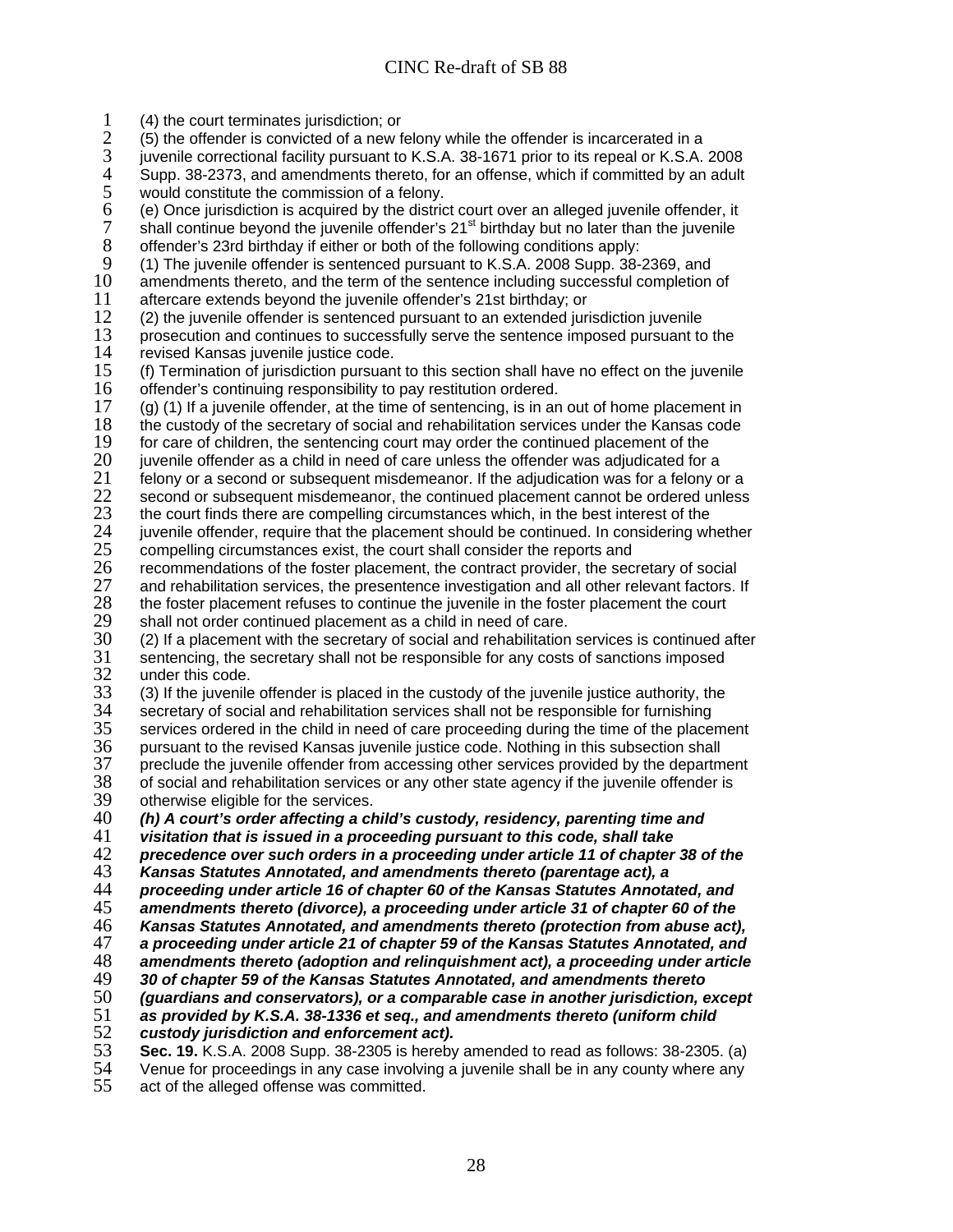(4) the court terminates jurisdiction; or

(5) the offender is convicted of a new felony while the offender is incarcerated in a juvenile correctional facility pursuant to K.S.A. 38-1671 prior to its repeal or K.S.A. 2008 Supp. 38-2373, and amendments thereto, for an offense, which if committed by an adult would constitute the commission of a felony.

(e) Once jurisdiction is acquired by the district court over an alleged juvenile offender, it shall continue beyond the juvenile offender's 21st birthday but no later than the juvenile offender's 23rd birthday if either or both of the following conditions apply:

(1) The juvenile offender is sentenced pursuant to K.S.A. 2008 Supp. 38-2369, and amendments thereto, and the term of the sentence including successful completion of aftercare extends beyond the juvenile offender's 21st birthday; or

(2) the juvenile offender is sentenced pursuant to an extended jurisdiction juvenile prosecution and continues to successfully serve the sentence imposed pursuant to the revised Kansas juvenile justice code.

(f) Termination of jurisdiction pursuant to this section shall have no effect on the juvenile offender's continuing responsibility to pay restitution ordered.

(g) (1) If a juvenile offender, at the time of sentencing, is in an out of home placement in the custody of the secretary of social and rehabilitation services under the Kansas code for care of children, the sentencing court may order the continued placement of the juvenile offender as a child in need of care unless the offender was adjudicated for a felony or a second or subsequent misdemeanor. If the adjudication was for a felony or a second or subsequent misdemeanor, the continued placement cannot be ordered unless the court finds there are compelling circumstances which, in the best interest of the juvenile offender, require that the placement should be continued. In considering whether compelling circumstances exist, the court shall consider the reports and recommendations of the foster placement, the contract provider, the secretary of social and rehabilitation services, the presentence investigation and all other relevant factors. If the foster placement refuses to continue the juvenile in the foster placement the court shall not order continued placement as a child in need of care.

(2) If a placement with the secretary of social and rehabilitation services is continued after sentencing, the secretary shall not be responsible for any costs of sanctions imposed under this code.

(3) If the juvenile offender is placed in the custody of the juvenile justice authority, the secretary of social and rehabilitation services shall not be responsible for furnishing services ordered in the child in need of care proceeding during the time of the placement pursuant to the revised Kansas juvenile justice code. Nothing in this subsection shall preclude the juvenile offender from accessing other services provided by the department of social and rehabilitation services or any other state agency if the juvenile offender is otherwise eligible for the services.

***(h) A court's order affecting a child's custody, residency, parenting time and visitation that is issued in a proceeding pursuant to this code, shall take precedence over such orders in a proceeding under article 11 of chapter 38 of the Kansas Statutes Annotated, and amendments thereto (parentage act), a proceeding under article 16 of chapter 60 of the Kansas Statutes Annotated, and amendments thereto (divorce), a proceeding under article 31 of chapter 60 of the Kansas Statutes Annotated, and amendments thereto (protection from abuse act), a proceeding under article 21 of chapter 59 of the Kansas Statutes Annotated, and amendments thereto (adoption and relinquishment act), a proceeding under article 30 of chapter 59 of the Kansas Statutes Annotated, and amendments thereto (guardians and conservators), or a comparable case in another jurisdiction, except as provided by K.S.A. 38-1336 et seq., and amendments thereto (uniform child custody jurisdiction and enforcement act).***

**Sec. 19.** K.S.A. 2008 Supp. 38-2305 is hereby amended to read as follows: 38-2305. (a) Venue for proceedings in any case involving a juvenile shall be in any county where any act of the alleged offense was committed.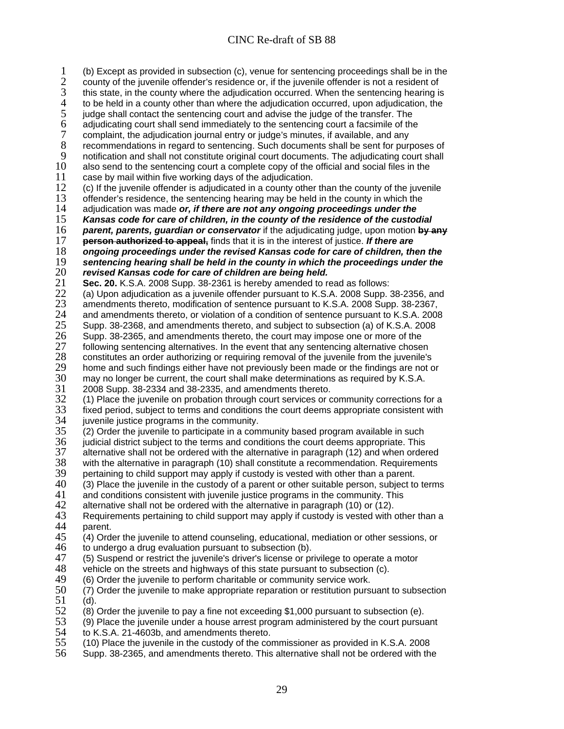(b) Except as provided in subsection (c), venue for sentencing proceedings shall be in the county of the juvenile offender's residence or, if the juvenile offender is not a resident of this state, in the county where the adjudication occurred. When the sentencing hearing is to be held in a county other than where the adjudication occurred, upon adjudication, the judge shall contact the sentencing court and advise the judge of the transfer. The adjudicating court shall send immediately to the sentencing court a facsimile of the complaint, the adjudication journal entry or judge's minutes, if available, and any recommendations in regard to sentencing. Such documents shall be sent for purposes of notification and shall not constitute original court documents. The adjudicating court shall also send to the sentencing court a complete copy of the official and social files in the case by mail within five working days of the adjudication.

(c) If the juvenile offender is adjudicated in a county other than the county of the juvenile offender's residence, the sentencing hearing may be held in the county in which the adjudication was made ***or, if there are not any ongoing proceedings under the Kansas code for care of children, in the county of the residence of the custodial parent, parents, guardian or conservator*** if the adjudicating judge, upon motion ~~**by any person authorized to appeal,**~~ finds that it is in the interest of justice. ***If there are ongoing proceedings under the revised Kansas code for care of children, then the sentencing hearing shall be held in the county in which the proceedings under the revised Kansas code for care of children are being held.***

**Sec. 20.** K.S.A. 2008 Supp. 38-2361 is hereby amended to read as follows:

(a) Upon adjudication as a juvenile offender pursuant to K.S.A. 2008 Supp. 38-2356, and amendments thereto, modification of sentence pursuant to K.S.A. 2008 Supp. 38-2367, and amendments thereto, or violation of a condition of sentence pursuant to K.S.A. 2008 Supp. 38-2368, and amendments thereto, and subject to subsection (a) of K.S.A. 2008 Supp. 38-2365, and amendments thereto, the court may impose one or more of the following sentencing alternatives. In the event that any sentencing alternative chosen constitutes an order authorizing or requiring removal of the juvenile from the juvenile's home and such findings either have not previously been made or the findings are not or may no longer be current, the court shall make determinations as required by K.S.A. 2008 Supp. 38-2334 and 38-2335, and amendments thereto.

(1) Place the juvenile on probation through court services or community corrections for a fixed period, subject to terms and conditions the court deems appropriate consistent with juvenile justice programs in the community.

(2) Order the juvenile to participate in a community based program available in such judicial district subject to the terms and conditions the court deems appropriate. This alternative shall not be ordered with the alternative in paragraph (12) and when ordered with the alternative in paragraph (10) shall constitute a recommendation. Requirements pertaining to child support may apply if custody is vested with other than a parent.

(3) Place the juvenile in the custody of a parent or other suitable person, subject to terms and conditions consistent with juvenile justice programs in the community. This alternative shall not be ordered with the alternative in paragraph (10) or (12). Requirements pertaining to child support may apply if custody is vested with other than a parent.

(4) Order the juvenile to attend counseling, educational, mediation or other sessions, or to undergo a drug evaluation pursuant to subsection (b).

(5) Suspend or restrict the juvenile's driver's license or privilege to operate a motor vehicle on the streets and highways of this state pursuant to subsection (c).

(6) Order the juvenile to perform charitable or community service work.

(7) Order the juvenile to make appropriate reparation or restitution pursuant to subsection (d).

(8) Order the juvenile to pay a fine not exceeding $1,000 pursuant to subsection (e).

(9) Place the juvenile under a house arrest program administered by the court pursuant to K.S.A. 21-4603b, and amendments thereto.

(10) Place the juvenile in the custody of the commissioner as provided in K.S.A. 2008 Supp. 38-2365, and amendments thereto. This alternative shall not be ordered with the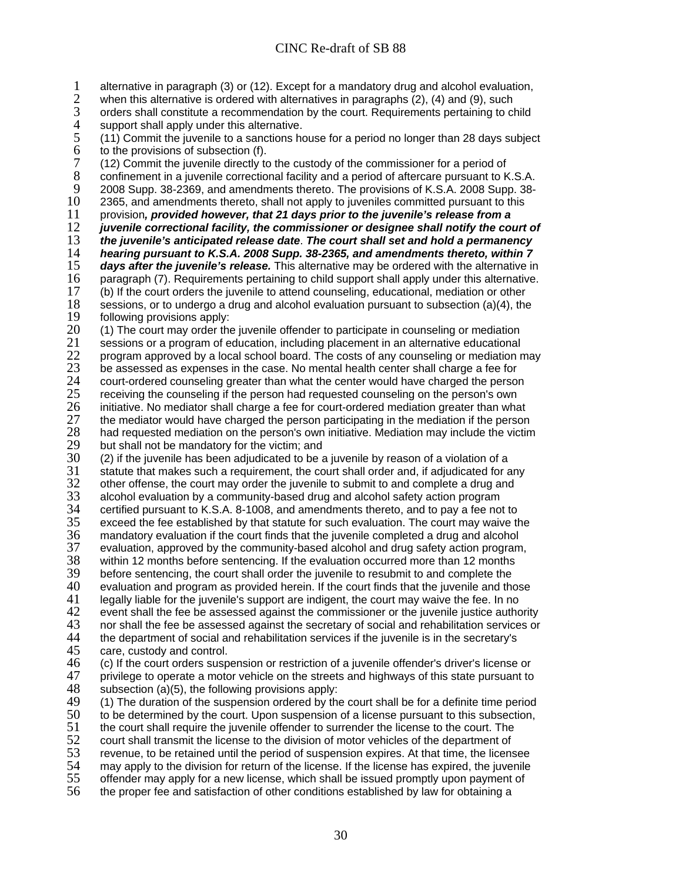alternative in paragraph (3) or (12). Except for a mandatory drug and alcohol evaluation, when this alternative is ordered with alternatives in paragraphs (2), (4) and (9), such orders shall constitute a recommendation by the court. Requirements pertaining to child support shall apply under this alternative.

(11) Commit the juvenile to a sanctions house for a period no longer than 28 days subject to the provisions of subsection (f).

(12) Commit the juvenile directly to the custody of the commissioner for a period of confinement in a juvenile correctional facility and a period of aftercare pursuant to K.S.A. 2008 Supp. 38-2369, and amendments thereto. The provisions of K.S.A. 2008 Supp. 38-2365, and amendments thereto, shall not apply to juveniles committed pursuant to this provision***, provided however, that 21 days prior to the juvenile's release from a juvenile correctional facility, the commissioner or designee shall notify the court of the juvenile's anticipated release date***. ***The court shall set and hold a permanency hearing pursuant to K.S.A. 2008 Supp. 38-2365, and amendments thereto, within 7 days after the juvenile's release.*** This alternative may be ordered with the alternative in paragraph (7). Requirements pertaining to child support shall apply under this alternative.

(b) If the court orders the juvenile to attend counseling, educational, mediation or other sessions, or to undergo a drug and alcohol evaluation pursuant to subsection (a)(4), the following provisions apply:

(1) The court may order the juvenile offender to participate in counseling or mediation sessions or a program of education, including placement in an alternative educational program approved by a local school board. The costs of any counseling or mediation may be assessed as expenses in the case. No mental health center shall charge a fee for court-ordered counseling greater than what the center would have charged the person receiving the counseling if the person had requested counseling on the person's own initiative. No mediator shall charge a fee for court-ordered mediation greater than what the mediator would have charged the person participating in the mediation if the person had requested mediation on the person's own initiative. Mediation may include the victim but shall not be mandatory for the victim; and

(2) if the juvenile has been adjudicated to be a juvenile by reason of a violation of a statute that makes such a requirement, the court shall order and, if adjudicated for any other offense, the court may order the juvenile to submit to and complete a drug and alcohol evaluation by a community-based drug and alcohol safety action program certified pursuant to K.S.A. 8-1008, and amendments thereto, and to pay a fee not to exceed the fee established by that statute for such evaluation. The court may waive the mandatory evaluation if the court finds that the juvenile completed a drug and alcohol evaluation, approved by the community-based alcohol and drug safety action program, within 12 months before sentencing. If the evaluation occurred more than 12 months before sentencing, the court shall order the juvenile to resubmit to and complete the evaluation and program as provided herein. If the court finds that the juvenile and those legally liable for the juvenile's support are indigent, the court may waive the fee. In no event shall the fee be assessed against the commissioner or the juvenile justice authority nor shall the fee be assessed against the secretary of social and rehabilitation services or the department of social and rehabilitation services if the juvenile is in the secretary's care, custody and control.

(c) If the court orders suspension or restriction of a juvenile offender's driver's license or privilege to operate a motor vehicle on the streets and highways of this state pursuant to subsection (a)(5), the following provisions apply:

(1) The duration of the suspension ordered by the court shall be for a definite time period to be determined by the court. Upon suspension of a license pursuant to this subsection, the court shall require the juvenile offender to surrender the license to the court. The court shall transmit the license to the division of motor vehicles of the department of revenue, to be retained until the period of suspension expires. At that time, the licensee may apply to the division for return of the license. If the license has expired, the juvenile offender may apply for a new license, which shall be issued promptly upon payment of the proper fee and satisfaction of other conditions established by law for obtaining a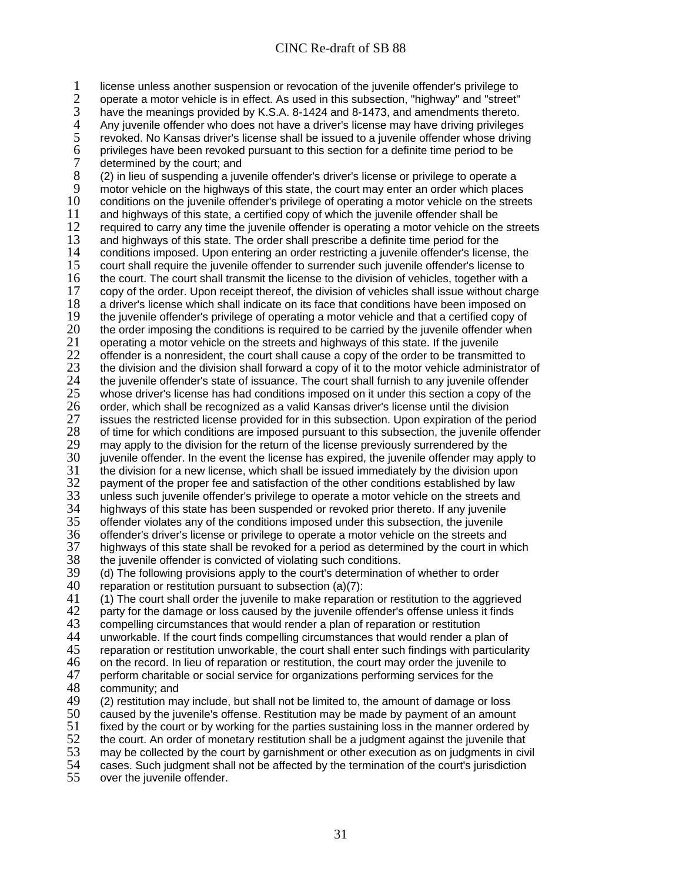license unless another suspension or revocation of the juvenile offender's privilege to operate a motor vehicle is in effect. As used in this subsection, "highway" and "street" have the meanings provided by K.S.A. 8-1424 and 8-1473, and amendments thereto. Any juvenile offender who does not have a driver's license may have driving privileges revoked. No Kansas driver's license shall be issued to a juvenile offender whose driving privileges have been revoked pursuant to this section for a definite time period to be determined by the court; and

(2) in lieu of suspending a juvenile offender's driver's license or privilege to operate a motor vehicle on the highways of this state, the court may enter an order which places conditions on the juvenile offender's privilege of operating a motor vehicle on the streets and highways of this state, a certified copy of which the juvenile offender shall be required to carry any time the juvenile offender is operating a motor vehicle on the streets and highways of this state. The order shall prescribe a definite time period for the conditions imposed. Upon entering an order restricting a juvenile offender's license, the court shall require the juvenile offender to surrender such juvenile offender's license to the court. The court shall transmit the license to the division of vehicles, together with a copy of the order. Upon receipt thereof, the division of vehicles shall issue without charge a driver's license which shall indicate on its face that conditions have been imposed on the juvenile offender's privilege of operating a motor vehicle and that a certified copy of the order imposing the conditions is required to be carried by the juvenile offender when operating a motor vehicle on the streets and highways of this state. If the juvenile offender is a nonresident, the court shall cause a copy of the order to be transmitted to the division and the division shall forward a copy of it to the motor vehicle administrator of the juvenile offender's state of issuance. The court shall furnish to any juvenile offender whose driver's license has had conditions imposed on it under this section a copy of the order, which shall be recognized as a valid Kansas driver's license until the division issues the restricted license provided for in this subsection. Upon expiration of the period of time for which conditions are imposed pursuant to this subsection, the juvenile offender may apply to the division for the return of the license previously surrendered by the juvenile offender. In the event the license has expired, the juvenile offender may apply to the division for a new license, which shall be issued immediately by the division upon payment of the proper fee and satisfaction of the other conditions established by law unless such juvenile offender's privilege to operate a motor vehicle on the streets and highways of this state has been suspended or revoked prior thereto. If any juvenile offender violates any of the conditions imposed under this subsection, the juvenile offender's driver's license or privilege to operate a motor vehicle on the streets and highways of this state shall be revoked for a period as determined by the court in which the juvenile offender is convicted of violating such conditions.

(d) The following provisions apply to the court's determination of whether to order reparation or restitution pursuant to subsection (a)(7):

(1) The court shall order the juvenile to make reparation or restitution to the aggrieved party for the damage or loss caused by the juvenile offender's offense unless it finds compelling circumstances that would render a plan of reparation or restitution unworkable. If the court finds compelling circumstances that would render a plan of reparation or restitution unworkable, the court shall enter such findings with particularity on the record. In lieu of reparation or restitution, the court may order the juvenile to perform charitable or social service for organizations performing services for the community; and

(2) restitution may include, but shall not be limited to, the amount of damage or loss caused by the juvenile's offense. Restitution may be made by payment of an amount fixed by the court or by working for the parties sustaining loss in the manner ordered by the court. An order of monetary restitution shall be a judgment against the juvenile that may be collected by the court by garnishment or other execution as on judgments in civil cases. Such judgment shall not be affected by the termination of the court's jurisdiction over the juvenile offender.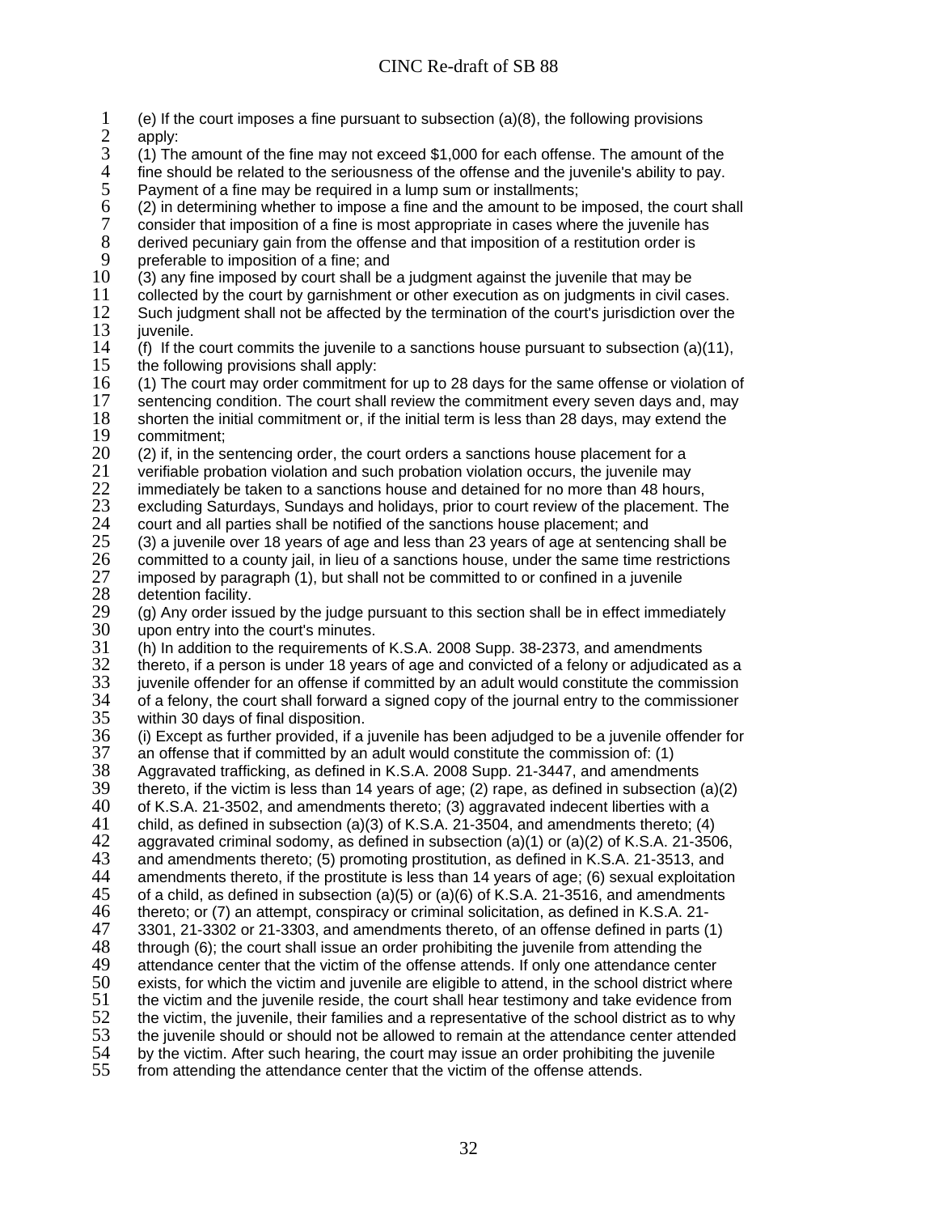(e) If the court imposes a fine pursuant to subsection (a)(8), the following provisions apply:

(1) The amount of the fine may not exceed $1,000 for each offense. The amount of the fine should be related to the seriousness of the offense and the juvenile's ability to pay. Payment of a fine may be required in a lump sum or installments;

(2) in determining whether to impose a fine and the amount to be imposed, the court shall consider that imposition of a fine is most appropriate in cases where the juvenile has derived pecuniary gain from the offense and that imposition of a restitution order is preferable to imposition of a fine; and

(3) any fine imposed by court shall be a judgment against the juvenile that may be collected by the court by garnishment or other execution as on judgments in civil cases. Such judgment shall not be affected by the termination of the court's jurisdiction over the juvenile.

(f) If the court commits the juvenile to a sanctions house pursuant to subsection (a)(11), the following provisions shall apply:

(1) The court may order commitment for up to 28 days for the same offense or violation of sentencing condition. The court shall review the commitment every seven days and, may shorten the initial commitment or, if the initial term is less than 28 days, may extend the commitment;

(2) if, in the sentencing order, the court orders a sanctions house placement for a verifiable probation violation and such probation violation occurs, the juvenile may immediately be taken to a sanctions house and detained for no more than 48 hours, excluding Saturdays, Sundays and holidays, prior to court review of the placement. The court and all parties shall be notified of the sanctions house placement; and

(3) a juvenile over 18 years of age and less than 23 years of age at sentencing shall be committed to a county jail, in lieu of a sanctions house, under the same time restrictions imposed by paragraph (1), but shall not be committed to or confined in a juvenile detention facility.

(g) Any order issued by the judge pursuant to this section shall be in effect immediately upon entry into the court's minutes.

(h) In addition to the requirements of K.S.A. 2008 Supp. 38-2373, and amendments thereto, if a person is under 18 years of age and convicted of a felony or adjudicated as a juvenile offender for an offense if committed by an adult would constitute the commission of a felony, the court shall forward a signed copy of the journal entry to the commissioner within 30 days of final disposition.

(i) Except as further provided, if a juvenile has been adjudged to be a juvenile offender for an offense that if committed by an adult would constitute the commission of: (1) Aggravated trafficking, as defined in K.S.A. 2008 Supp. 21-3447, and amendments thereto, if the victim is less than 14 years of age; (2) rape, as defined in subsection (a)(2) of K.S.A. 21-3502, and amendments thereto; (3) aggravated indecent liberties with a child, as defined in subsection (a)(3) of K.S.A. 21-3504, and amendments thereto; (4) aggravated criminal sodomy, as defined in subsection (a)(1) or (a)(2) of K.S.A. 21-3506, and amendments thereto; (5) promoting prostitution, as defined in K.S.A. 21-3513, and amendments thereto, if the prostitute is less than 14 years of age; (6) sexual exploitation of a child, as defined in subsection (a)(5) or (a)(6) of K.S.A. 21-3516, and amendments thereto; or (7) an attempt, conspiracy or criminal solicitation, as defined in K.S.A. 21-3301, 21-3302 or 21-3303, and amendments thereto, of an offense defined in parts (1) through (6); the court shall issue an order prohibiting the juvenile from attending the attendance center that the victim of the offense attends. If only one attendance center exists, for which the victim and juvenile are eligible to attend, in the school district where the victim and the juvenile reside, the court shall hear testimony and take evidence from the victim, the juvenile, their families and a representative of the school district as to why the juvenile should or should not be allowed to remain at the attendance center attended by the victim. After such hearing, the court may issue an order prohibiting the juvenile from attending the attendance center that the victim of the offense attends.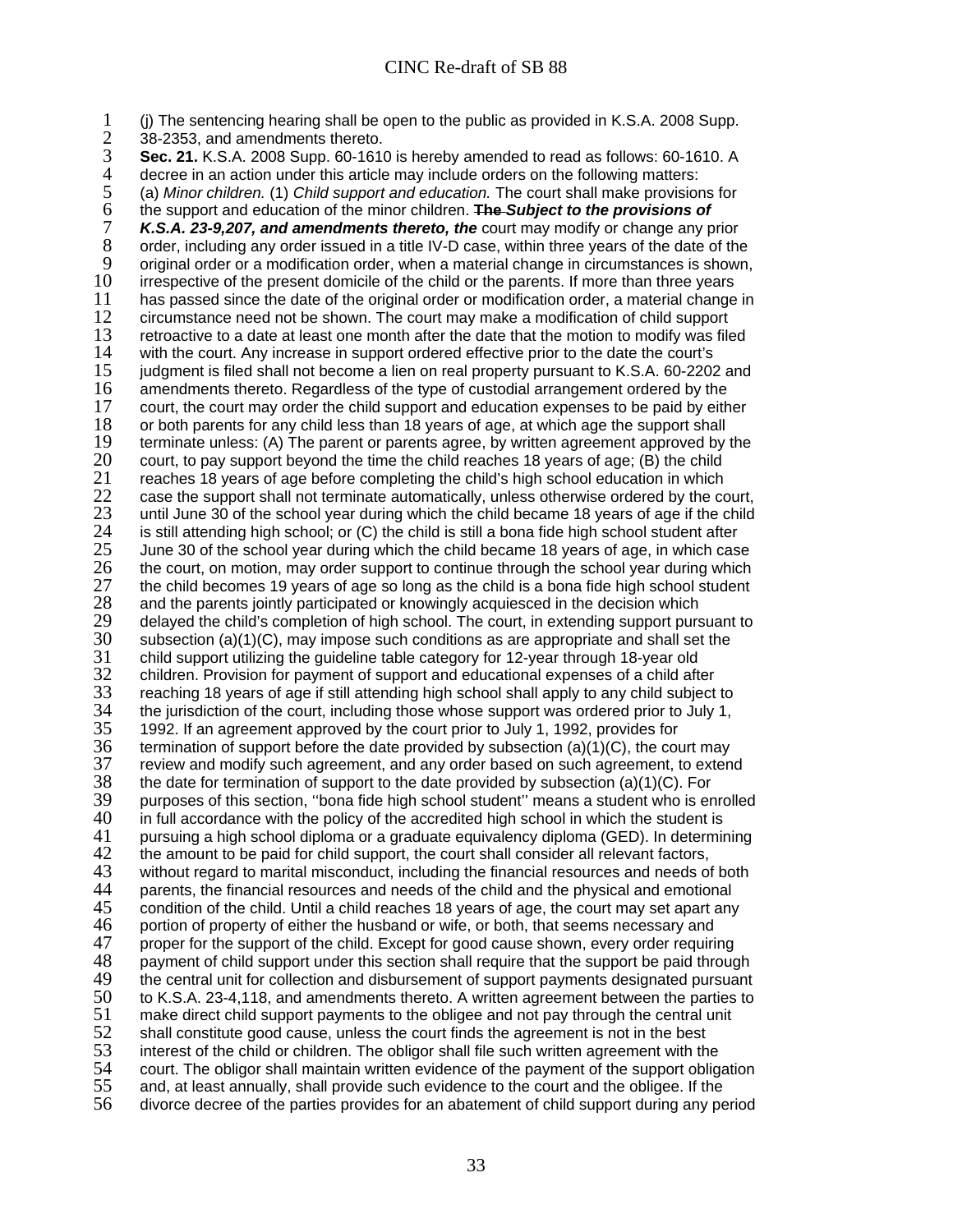(j) The sentencing hearing shall be open to the public as provided in K.S.A. 2008 Supp. 38-2353, and amendments thereto.

**Sec. 21.** K.S.A. 2008 Supp. 60-1610 is hereby amended to read as follows: 60-1610. A decree in an action under this article may include orders on the following matters:

(a) *Minor children.* (1) *Child support and education.* The court shall make provisions for the support and education of the minor children. ~~The~~ ***Subject to the provisions of K.S.A. 23-9,207, and amendments thereto, the*** court may modify or change any prior order, including any order issued in a title IV-D case, within three years of the date of the original order or a modification order, when a material change in circumstances is shown, irrespective of the present domicile of the child or the parents. If more than three years has passed since the date of the original order or modification order, a material change in circumstance need not be shown. The court may make a modification of child support retroactive to a date at least one month after the date that the motion to modify was filed with the court. Any increase in support ordered effective prior to the date the court's judgment is filed shall not become a lien on real property pursuant to K.S.A. 60-2202 and amendments thereto. Regardless of the type of custodial arrangement ordered by the court, the court may order the child support and education expenses to be paid by either or both parents for any child less than 18 years of age, at which age the support shall terminate unless: (A) The parent or parents agree, by written agreement approved by the court, to pay support beyond the time the child reaches 18 years of age; (B) the child reaches 18 years of age before completing the child's high school education in which case the support shall not terminate automatically, unless otherwise ordered by the court, until June 30 of the school year during which the child became 18 years of age if the child is still attending high school; or (C) the child is still a bona fide high school student after June 30 of the school year during which the child became 18 years of age, in which case the court, on motion, may order support to continue through the school year during which the child becomes 19 years of age so long as the child is a bona fide high school student and the parents jointly participated or knowingly acquiesced in the decision which delayed the child's completion of high school. The court, in extending support pursuant to subsection (a)(1)(C), may impose such conditions as are appropriate and shall set the child support utilizing the guideline table category for 12-year through 18-year old children. Provision for payment of support and educational expenses of a child after reaching 18 years of age if still attending high school shall apply to any child subject to the jurisdiction of the court, including those whose support was ordered prior to July 1, 1992. If an agreement approved by the court prior to July 1, 1992, provides for termination of support before the date provided by subsection (a)(1)(C), the court may review and modify such agreement, and any order based on such agreement, to extend the date for termination of support to the date provided by subsection (a)(1)(C). For purposes of this section, ''bona fide high school student'' means a student who is enrolled in full accordance with the policy of the accredited high school in which the student is pursuing a high school diploma or a graduate equivalency diploma (GED). In determining the amount to be paid for child support, the court shall consider all relevant factors, without regard to marital misconduct, including the financial resources and needs of both parents, the financial resources and needs of the child and the physical and emotional condition of the child. Until a child reaches 18 years of age, the court may set apart any portion of property of either the husband or wife, or both, that seems necessary and proper for the support of the child. Except for good cause shown, every order requiring payment of child support under this section shall require that the support be paid through the central unit for collection and disbursement of support payments designated pursuant to K.S.A. 23-4,118, and amendments thereto. A written agreement between the parties to make direct child support payments to the obligee and not pay through the central unit shall constitute good cause, unless the court finds the agreement is not in the best interest of the child or children. The obligor shall file such written agreement with the court. The obligor shall maintain written evidence of the payment of the support obligation and, at least annually, shall provide such evidence to the court and the obligee. If the divorce decree of the parties provides for an abatement of child support during any period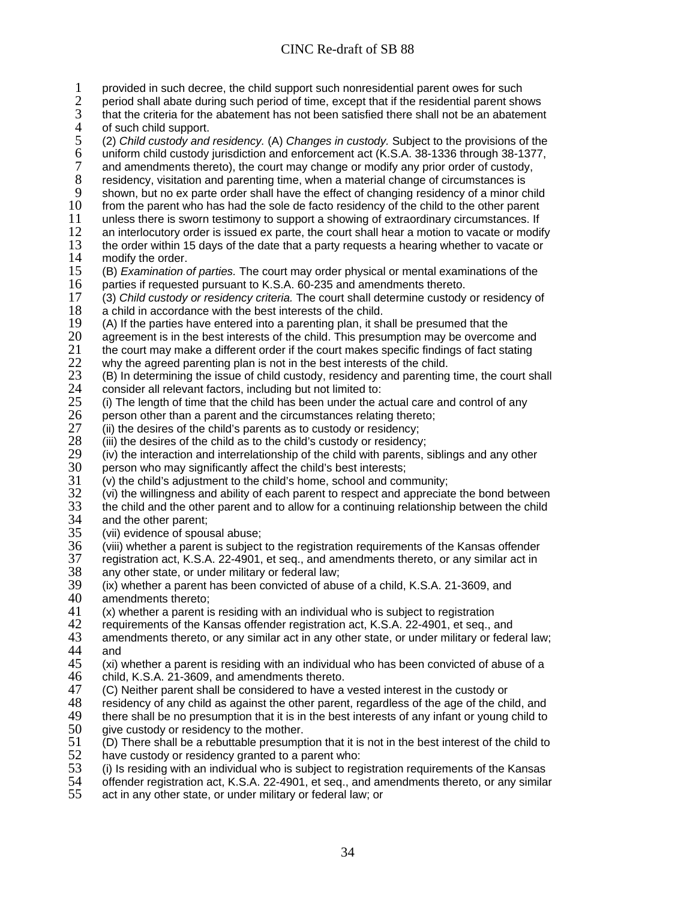provided in such decree, the child support such nonresidential parent owes for such period shall abate during such period of time, except that if the residential parent shows that the criteria for the abatement has not been satisfied there shall not be an abatement of such child support.

(2) *Child custody and residency.* (A) *Changes in custody.* Subject to the provisions of the uniform child custody jurisdiction and enforcement act (K.S.A. 38-1336 through 38-1377, and amendments thereto), the court may change or modify any prior order of custody, residency, visitation and parenting time, when a material change of circumstances is shown, but no ex parte order shall have the effect of changing residency of a minor child from the parent who has had the sole de facto residency of the child to the other parent unless there is sworn testimony to support a showing of extraordinary circumstances. If an interlocutory order is issued ex parte, the court shall hear a motion to vacate or modify the order within 15 days of the date that a party requests a hearing whether to vacate or modify the order.

(B) *Examination of parties.* The court may order physical or mental examinations of the parties if requested pursuant to K.S.A. 60-235 and amendments thereto.

(3) *Child custody or residency criteria.* The court shall determine custody or residency of a child in accordance with the best interests of the child.

(A) If the parties have entered into a parenting plan, it shall be presumed that the agreement is in the best interests of the child. This presumption may be overcome and the court may make a different order if the court makes specific findings of fact stating why the agreed parenting plan is not in the best interests of the child.

(B) In determining the issue of child custody, residency and parenting time, the court shall consider all relevant factors, including but not limited to:

(i) The length of time that the child has been under the actual care and control of any person other than a parent and the circumstances relating thereto;

(ii) the desires of the child's parents as to custody or residency;

(iii) the desires of the child as to the child's custody or residency;

(iv) the interaction and interrelationship of the child with parents, siblings and any other person who may significantly affect the child's best interests;

(v) the child's adjustment to the child's home, school and community;

(vi) the willingness and ability of each parent to respect and appreciate the bond between the child and the other parent and to allow for a continuing relationship between the child and the other parent;

(vii) evidence of spousal abuse;

(viii) whether a parent is subject to the registration requirements of the Kansas offender registration act, K.S.A. 22-4901, et seq., and amendments thereto, or any similar act in any other state, or under military or federal law;

(ix) whether a parent has been convicted of abuse of a child, K.S.A. 21-3609, and amendments thereto;

(x) whether a parent is residing with an individual who is subject to registration requirements of the Kansas offender registration act, K.S.A. 22-4901, et seq., and amendments thereto, or any similar act in any other state, or under military or federal law; and

(xi) whether a parent is residing with an individual who has been convicted of abuse of a child, K.S.A. 21-3609, and amendments thereto.

(C) Neither parent shall be considered to have a vested interest in the custody or residency of any child as against the other parent, regardless of the age of the child, and there shall be no presumption that it is in the best interests of any infant or young child to give custody or residency to the mother.

(D) There shall be a rebuttable presumption that it is not in the best interest of the child to have custody or residency granted to a parent who:

(i) Is residing with an individual who is subject to registration requirements of the Kansas offender registration act, K.S.A. 22-4901, et seq., and amendments thereto, or any similar act in any other state, or under military or federal law; or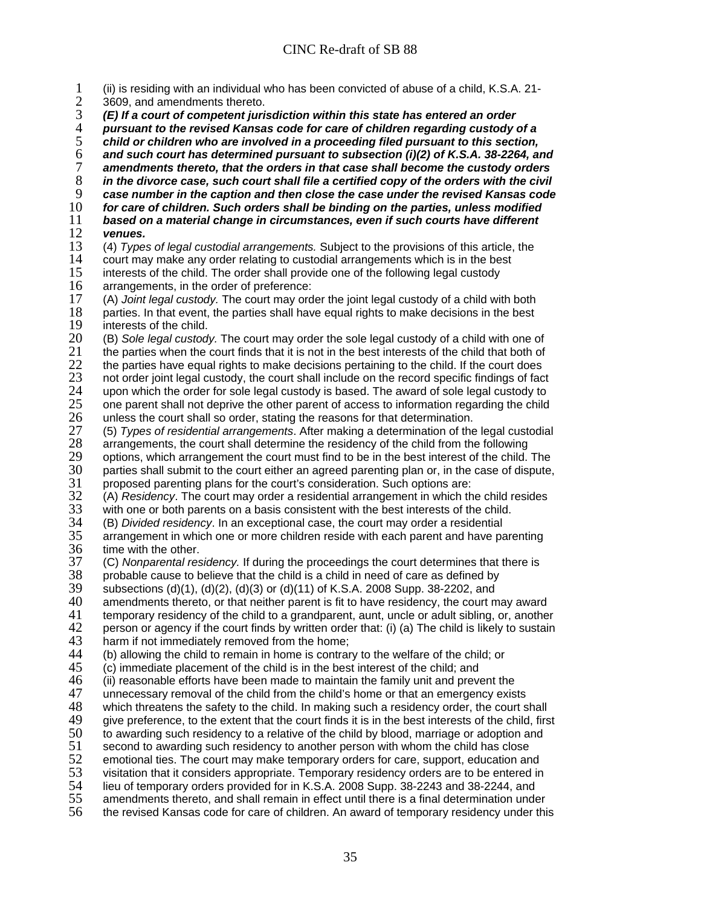(ii) is residing with an individual who has been convicted of abuse of a child, K.S.A. 21-3609, and amendments thereto.

***(E) If a court of competent jurisdiction within this state has entered an order pursuant to the revised Kansas code for care of children regarding custody of a child or children who are involved in a proceeding filed pursuant to this section, and such court has determined pursuant to subsection (i)(2) of K.S.A. 38-2264, and amendments thereto, that the orders in that case shall become the custody orders in the divorce case, such court shall file a certified copy of the orders with the civil case number in the caption and then close the case under the revised Kansas code for care of children. Such orders shall be binding on the parties, unless modified based on a material change in circumstances, even if such courts have different venues.***

(4) *Types of legal custodial arrangements.* Subject to the provisions of this article, the court may make any order relating to custodial arrangements which is in the best interests of the child. The order shall provide one of the following legal custody arrangements, in the order of preference:

(A) *Joint legal custody.* The court may order the joint legal custody of a child with both parties. In that event, the parties shall have equal rights to make decisions in the best interests of the child.

(B) *Sole legal custody.* The court may order the sole legal custody of a child with one of the parties when the court finds that it is not in the best interests of the child that both of the parties have equal rights to make decisions pertaining to the child. If the court does not order joint legal custody, the court shall include on the record specific findings of fact upon which the order for sole legal custody is based. The award of sole legal custody to one parent shall not deprive the other parent of access to information regarding the child unless the court shall so order, stating the reasons for that determination.

(5) *Types of residential arrangements*. After making a determination of the legal custodial arrangements, the court shall determine the residency of the child from the following options, which arrangement the court must find to be in the best interest of the child. The parties shall submit to the court either an agreed parenting plan or, in the case of dispute, proposed parenting plans for the court's consideration. Such options are:

(A) *Residency*. The court may order a residential arrangement in which the child resides with one or both parents on a basis consistent with the best interests of the child.

(B) *Divided residency*. In an exceptional case, the court may order a residential arrangement in which one or more children reside with each parent and have parenting time with the other.

(C) *Nonparental residency.* If during the proceedings the court determines that there is probable cause to believe that the child is a child in need of care as defined by subsections (d)(1), (d)(2), (d)(3) or (d)(11) of K.S.A. 2008 Supp. 38-2202, and amendments thereto, or that neither parent is fit to have residency, the court may award temporary residency of the child to a grandparent, aunt, uncle or adult sibling, or, another person or agency if the court finds by written order that: (i) (a) The child is likely to sustain harm if not immediately removed from the home;

(b) allowing the child to remain in home is contrary to the welfare of the child; or

(c) immediate placement of the child is in the best interest of the child; and

(ii) reasonable efforts have been made to maintain the family unit and prevent the unnecessary removal of the child from the child's home or that an emergency exists which threatens the safety to the child. In making such a residency order, the court shall give preference, to the extent that the court finds it is in the best interests of the child, first to awarding such residency to a relative of the child by blood, marriage or adoption and second to awarding such residency to another person with whom the child has close emotional ties. The court may make temporary orders for care, support, education and visitation that it considers appropriate. Temporary residency orders are to be entered in lieu of temporary orders provided for in K.S.A. 2008 Supp. 38-2243 and 38-2244, and amendments thereto, and shall remain in effect until there is a final determination under the revised Kansas code for care of children. An award of temporary residency under this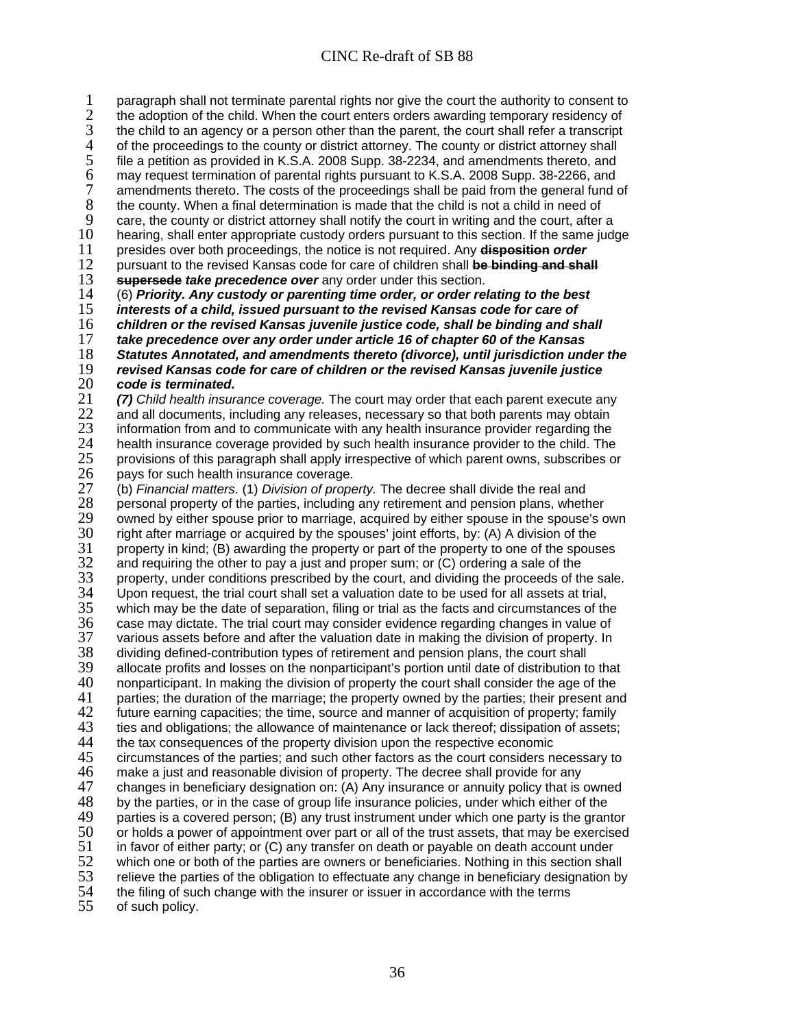paragraph shall not terminate parental rights nor give the court the authority to consent to the adoption of the child. When the court enters orders awarding temporary residency of the child to an agency or a person other than the parent, the court shall refer a transcript of the proceedings to the county or district attorney. The county or district attorney shall file a petition as provided in K.S.A. 2008 Supp. 38-2234, and amendments thereto, and may request termination of parental rights pursuant to K.S.A. 2008 Supp. 38-2266, and amendments thereto. The costs of the proceedings shall be paid from the general fund of the county. When a final determination is made that the child is not a child in need of care, the county or district attorney shall notify the court in writing and the court, after a hearing, shall enter appropriate custody orders pursuant to this section. If the same judge presides over both proceedings, the notice is not required. Any ~~**disposition**~~ ***order*** pursuant to the revised Kansas code for care of children shall ~~**be binding and shall supersede**~~ ***take precedence over*** any order under this section.

(6) ***Priority. Any custody or parenting time order, or order relating to the best interests of a child, issued pursuant to the revised Kansas code for care of children or the revised Kansas juvenile justice code, shall be binding and shall take precedence over any order under article 16 of chapter 60 of the Kansas Statutes Annotated, and amendments thereto (divorce), until jurisdiction under the revised Kansas code for care of children or the revised Kansas juvenile justice code is terminated.***

***(7)*** *Child health insurance coverage.* The court may order that each parent execute any and all documents, including any releases, necessary so that both parents may obtain information from and to communicate with any health insurance provider regarding the health insurance coverage provided by such health insurance provider to the child. The provisions of this paragraph shall apply irrespective of which parent owns, subscribes or pays for such health insurance coverage.

(b) *Financial matters.* (1) *Division of property.* The decree shall divide the real and personal property of the parties, including any retirement and pension plans, whether owned by either spouse prior to marriage, acquired by either spouse in the spouse's own right after marriage or acquired by the spouses' joint efforts, by: (A) A division of the property in kind; (B) awarding the property or part of the property to one of the spouses and requiring the other to pay a just and proper sum; or (C) ordering a sale of the property, under conditions prescribed by the court, and dividing the proceeds of the sale. Upon request, the trial court shall set a valuation date to be used for all assets at trial, which may be the date of separation, filing or trial as the facts and circumstances of the case may dictate. The trial court may consider evidence regarding changes in value of various assets before and after the valuation date in making the division of property. In dividing defined-contribution types of retirement and pension plans, the court shall allocate profits and losses on the nonparticipant's portion until date of distribution to that nonparticipant. In making the division of property the court shall consider the age of the parties; the duration of the marriage; the property owned by the parties; their present and future earning capacities; the time, source and manner of acquisition of property; family ties and obligations; the allowance of maintenance or lack thereof; dissipation of assets; the tax consequences of the property division upon the respective economic circumstances of the parties; and such other factors as the court considers necessary to make a just and reasonable division of property. The decree shall provide for any changes in beneficiary designation on: (A) Any insurance or annuity policy that is owned by the parties, or in the case of group life insurance policies, under which either of the parties is a covered person; (B) any trust instrument under which one party is the grantor or holds a power of appointment over part or all of the trust assets, that may be exercised in favor of either party; or (C) any transfer on death or payable on death account under which one or both of the parties are owners or beneficiaries. Nothing in this section shall relieve the parties of the obligation to effectuate any change in beneficiary designation by the filing of such change with the insurer or issuer in accordance with the terms of such policy.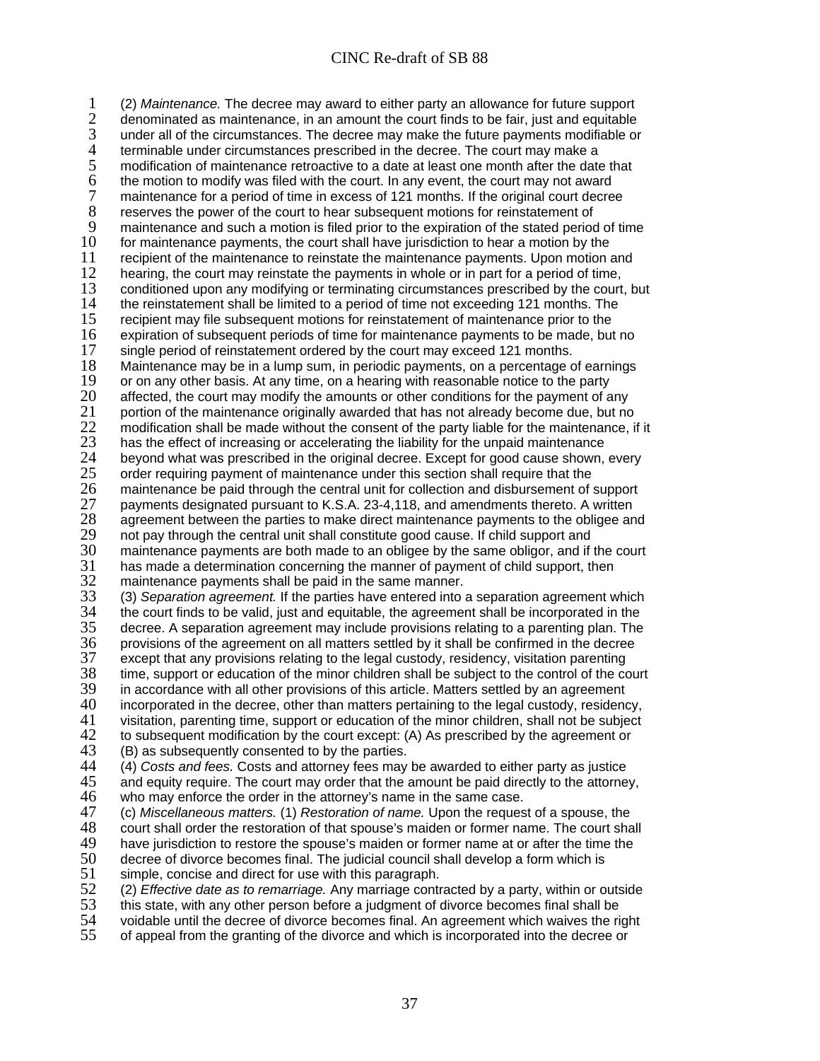(2) *Maintenance.* The decree may award to either party an allowance for future support denominated as maintenance, in an amount the court finds to be fair, just and equitable under all of the circumstances. The decree may make the future payments modifiable or terminable under circumstances prescribed in the decree. The court may make a modification of maintenance retroactive to a date at least one month after the date that the motion to modify was filed with the court. In any event, the court may not award maintenance for a period of time in excess of 121 months. If the original court decree reserves the power of the court to hear subsequent motions for reinstatement of maintenance and such a motion is filed prior to the expiration of the stated period of time for maintenance payments, the court shall have jurisdiction to hear a motion by the recipient of the maintenance to reinstate the maintenance payments. Upon motion and hearing, the court may reinstate the payments in whole or in part for a period of time, conditioned upon any modifying or terminating circumstances prescribed by the court, but the reinstatement shall be limited to a period of time not exceeding 121 months. The recipient may file subsequent motions for reinstatement of maintenance prior to the expiration of subsequent periods of time for maintenance payments to be made, but no single period of reinstatement ordered by the court may exceed 121 months. Maintenance may be in a lump sum, in periodic payments, on a percentage of earnings or on any other basis. At any time, on a hearing with reasonable notice to the party affected, the court may modify the amounts or other conditions for the payment of any portion of the maintenance originally awarded that has not already become due, but no modification shall be made without the consent of the party liable for the maintenance, if it has the effect of increasing or accelerating the liability for the unpaid maintenance beyond what was prescribed in the original decree. Except for good cause shown, every order requiring payment of maintenance under this section shall require that the maintenance be paid through the central unit for collection and disbursement of support payments designated pursuant to K.S.A. 23-4,118, and amendments thereto. A written agreement between the parties to make direct maintenance payments to the obligee and not pay through the central unit shall constitute good cause. If child support and maintenance payments are both made to an obligee by the same obligor, and if the court has made a determination concerning the manner of payment of child support, then maintenance payments shall be paid in the same manner.

(3) *Separation agreement.* If the parties have entered into a separation agreement which the court finds to be valid, just and equitable, the agreement shall be incorporated in the decree. A separation agreement may include provisions relating to a parenting plan. The provisions of the agreement on all matters settled by it shall be confirmed in the decree except that any provisions relating to the legal custody, residency, visitation parenting time, support or education of the minor children shall be subject to the control of the court in accordance with all other provisions of this article. Matters settled by an agreement incorporated in the decree, other than matters pertaining to the legal custody, residency, visitation, parenting time, support or education of the minor children, shall not be subject to subsequent modification by the court except: (A) As prescribed by the agreement or (B) as subsequently consented to by the parties.

(4) *Costs and fees.* Costs and attorney fees may be awarded to either party as justice and equity require. The court may order that the amount be paid directly to the attorney, who may enforce the order in the attorney's name in the same case.

(c) *Miscellaneous matters.* (1) *Restoration of name.* Upon the request of a spouse, the court shall order the restoration of that spouse's maiden or former name. The court shall have jurisdiction to restore the spouse's maiden or former name at or after the time the decree of divorce becomes final. The judicial council shall develop a form which is simple, concise and direct for use with this paragraph.

(2) *Effective date as to remarriage.* Any marriage contracted by a party, within or outside this state, with any other person before a judgment of divorce becomes final shall be voidable until the decree of divorce becomes final. An agreement which waives the right of appeal from the granting of the divorce and which is incorporated into the decree or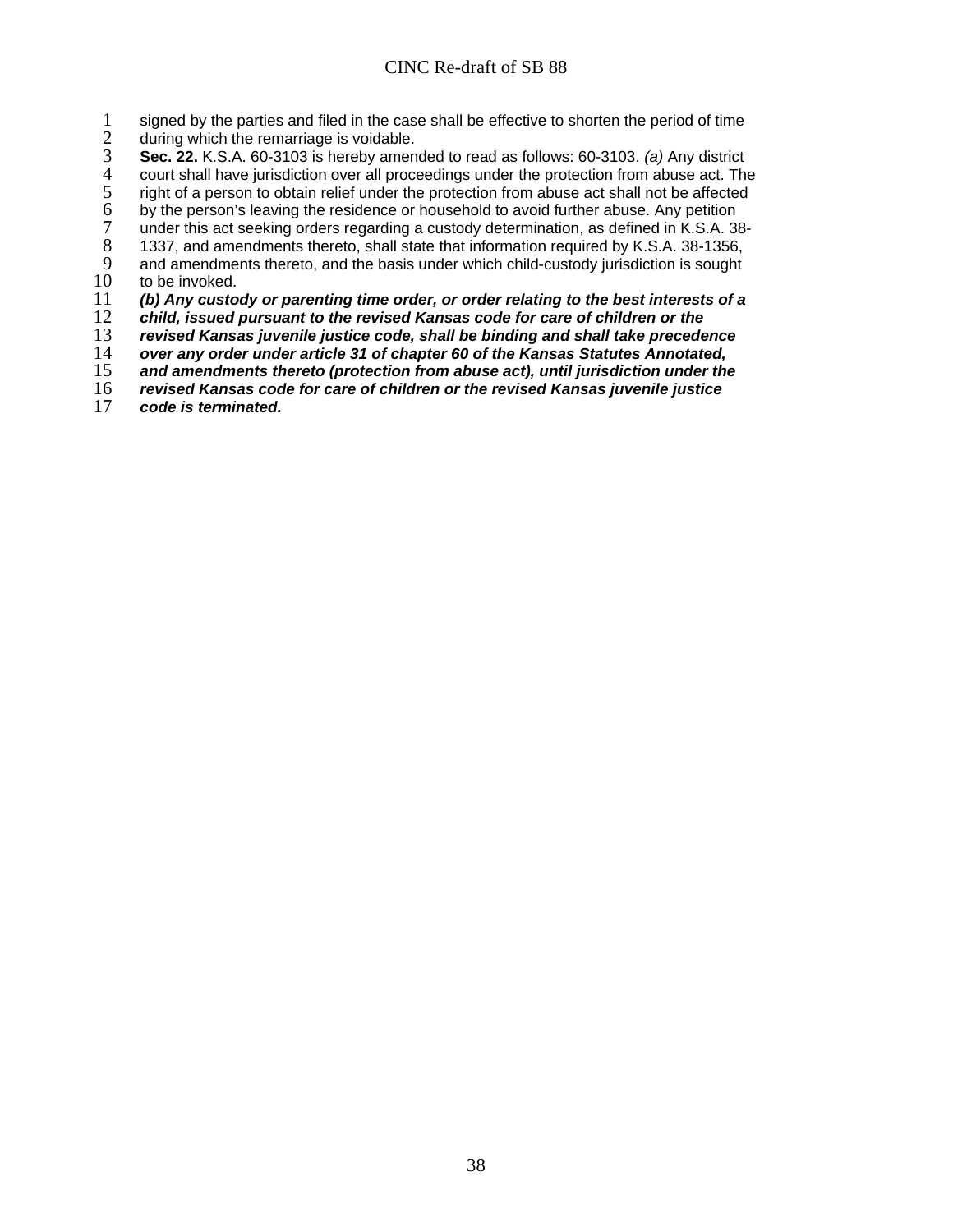signed by the parties and filed in the case shall be effective to shorten the period of time during which the remarriage is voidable.

**Sec. 22.** K.S.A. 60-3103 is hereby amended to read as follows: 60-3103. *(a)* Any district court shall have jurisdiction over all proceedings under the protection from abuse act. The right of a person to obtain relief under the protection from abuse act shall not be affected by the person's leaving the residence or household to avoid further abuse. Any petition under this act seeking orders regarding a custody determination, as defined in K.S.A. 38-1337, and amendments thereto, shall state that information required by K.S.A. 38-1356, and amendments thereto, and the basis under which child-custody jurisdiction is sought to be invoked.

***(b) Any custody or parenting time order, or order relating to the best interests of a child, issued pursuant to the revised Kansas code for care of children or the revised Kansas juvenile justice code, shall be binding and shall take precedence over any order under article 31 of chapter 60 of the Kansas Statutes Annotated, and amendments thereto (protection from abuse act), until jurisdiction under the revised Kansas code for care of children or the revised Kansas juvenile justice code is terminated.***